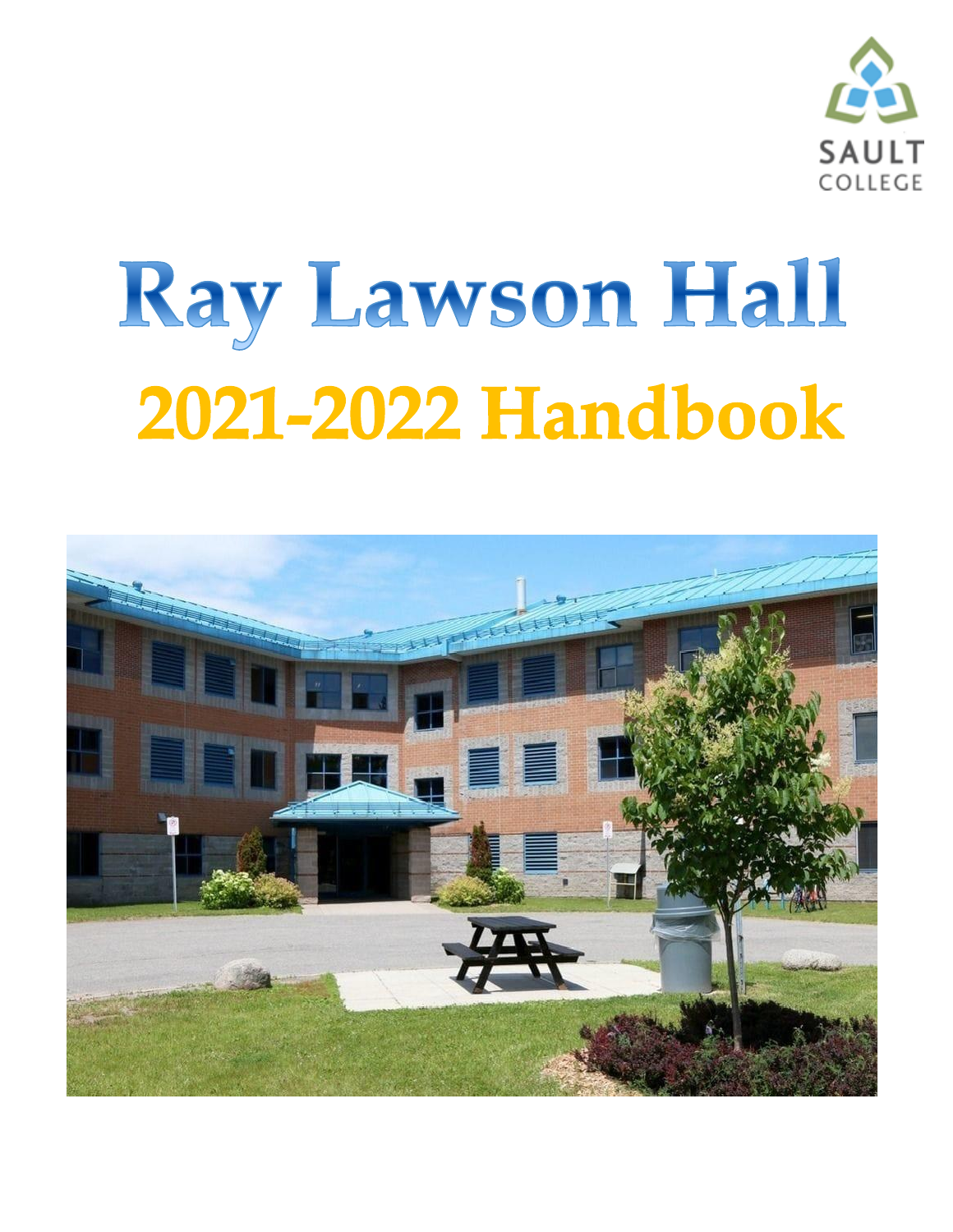SAULT COLLEGE

# Ray Lawson Hall

## 2021-2022 Handbook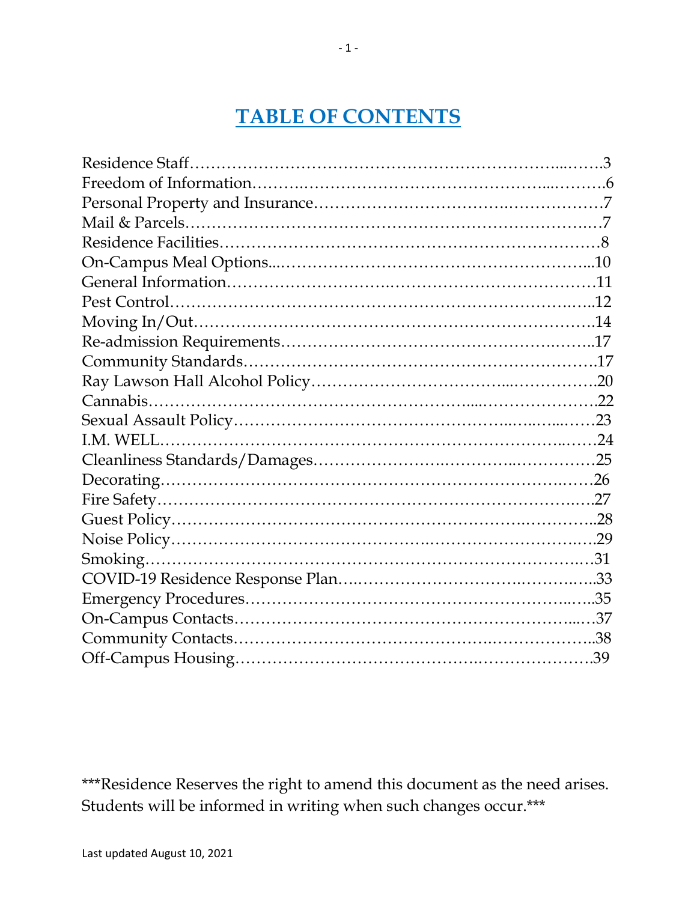# TABLE OF CONTENTS

Residence Staff……………………………………………………………..…….3
Freedom of Information……….…………………………………………..……….6
Personal Property and Insurance…………………………….………………7
Mail & Parcels……………………………………………………………….…7
Residence Facilities………………………………………………………………8
On-Campus Meal Options...…………………………………………………...10
General Information…………………….……………………………………11
Pest Control……………………………………………………………….…..12
Moving In/Out…………………………………………………………………14
Re-admission Requirements………………………………………….……..17
Community Standards…………………………………………………………17
Ray Lawson Hall Alcohol Policy……………………………...…………….20
Cannabis…………………………………………...………………………22
Sexual Assault Policy……………………………………..…..…...……23
I.M. WELL………………………………………………………………..……24
Cleanliness Standards/Damages…………………….………..……………25
Decorating……………………………………………………………….……26
Fire Safety……………………………………………………………………..….27
Guest Policy…………………………………………………….…………..28
Noise Policy……………………………….…………………………….….29
Smoking…………………………………………………………………….…31
COVID-19 Residence Response Plan…..………………………….……….…..33
Emergency Procedures……………………………………………..…..35
On-Campus Contacts……………………………………………………...…37
Community Contacts……………………………………….……………..38
Off-Campus Housing…………………………………..………………….39

***Residence Reserves the right to amend this document as the need arises. Students will be informed in writing when such changes occur.***

Last updated August 10, 2021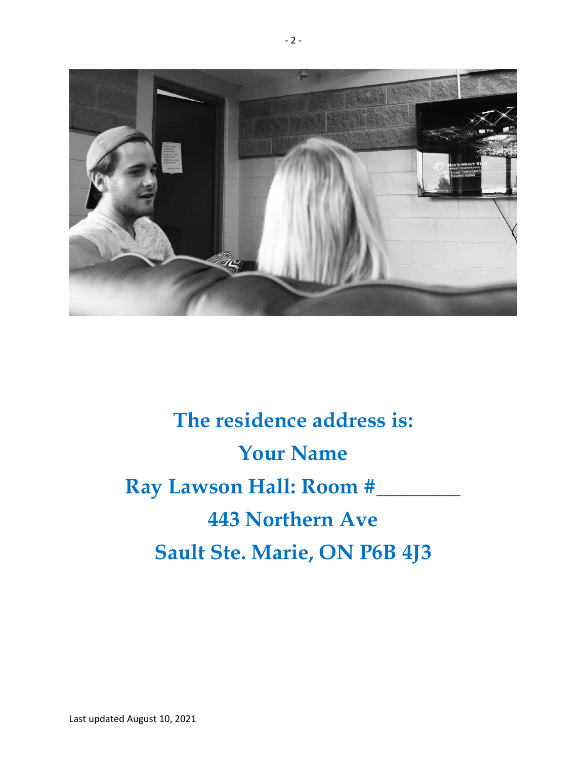**The residence address is:**

**Your Name**

**Ray Lawson Hall: Room #________**

**443 Northern Ave**

**Sault Ste. Marie, ON P6B 4J3**

Last updated August 10, 2021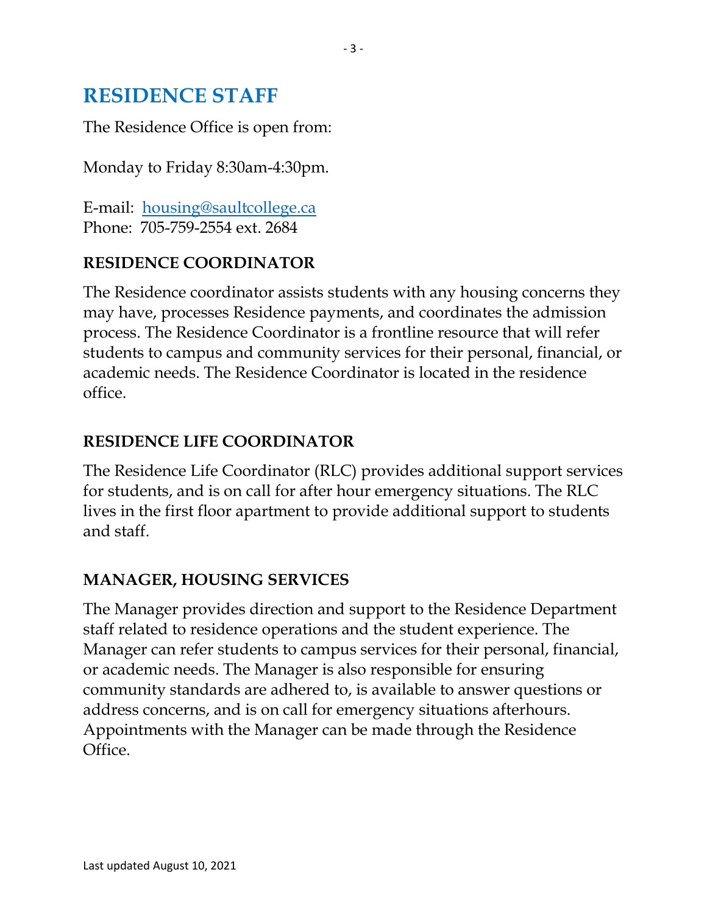# RESIDENCE STAFF

The Residence Office is open from:

Monday to Friday 8:30am-4:30pm.

E-mail: [housing@saultcollege.ca](mailto:housing@saultcollege.ca)
Phone: 705-759-2554 ext. 2684

## RESIDENCE COORDINATOR

The Residence coordinator assists students with any housing concerns they may have, processes Residence payments, and coordinates the admission process. The Residence Coordinator is a frontline resource that will refer students to campus and community services for their personal, financial, or academic needs. The Residence Coordinator is located in the residence office.

## RESIDENCE LIFE COORDINATOR

The Residence Life Coordinator (RLC) provides additional support services for students, and is on call for after hour emergency situations. The RLC lives in the first floor apartment to provide additional support to students and staff.

## MANAGER, HOUSING SERVICES

The Manager provides direction and support to the Residence Department staff related to residence operations and the student experience. The Manager can refer students to campus services for their personal, financial, or academic needs. The Manager is also responsible for ensuring community standards are adhered to, is available to answer questions or address concerns, and is on call for emergency situations afterhours. Appointments with the Manager can be made through the Residence Office.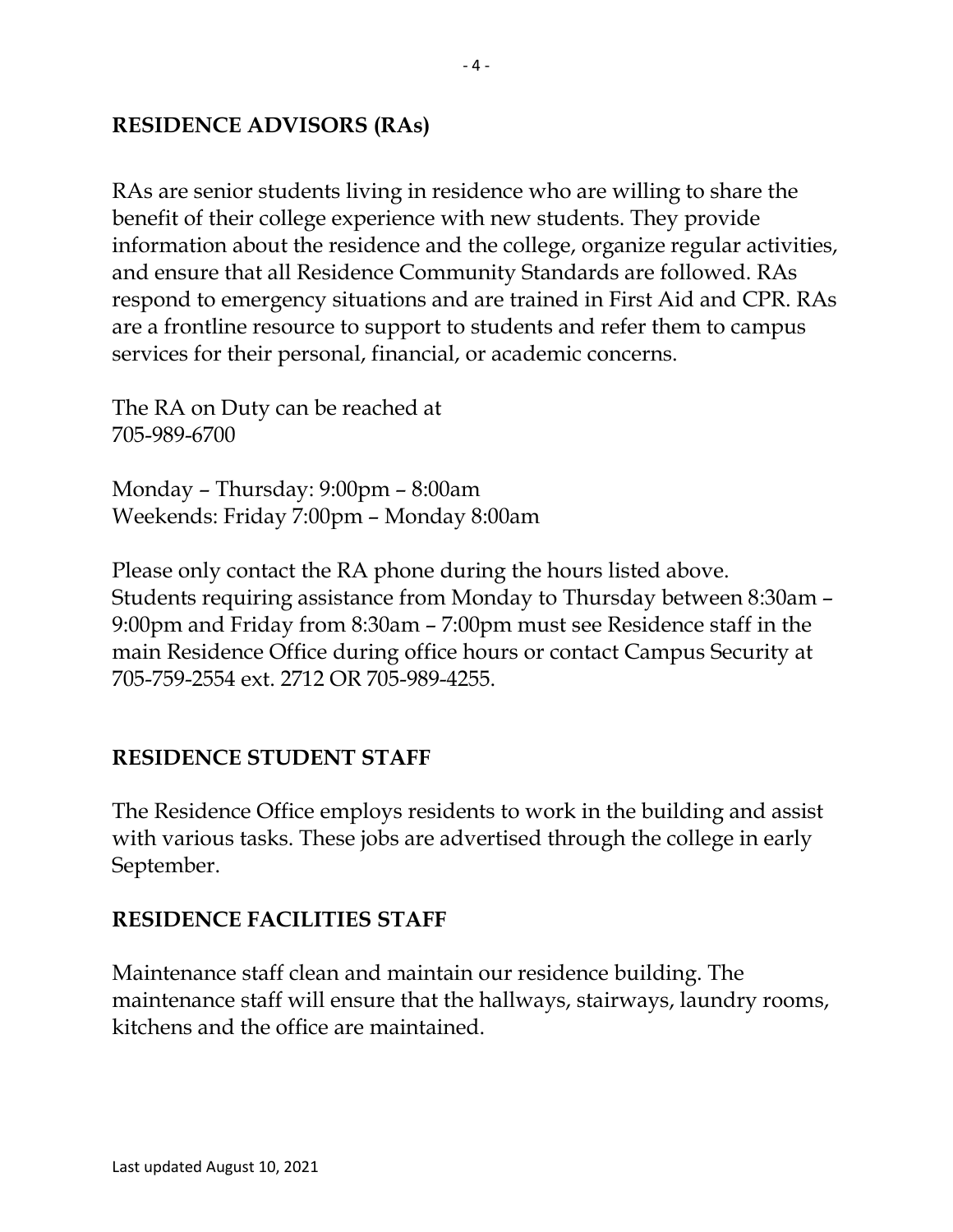## RESIDENCE ADVISORS (RAs)

RAs are senior students living in residence who are willing to share the benefit of their college experience with new students. They provide information about the residence and the college, organize regular activities, and ensure that all Residence Community Standards are followed. RAs respond to emergency situations and are trained in First Aid and CPR. RAs are a frontline resource to support to students and refer them to campus services for their personal, financial, or academic concerns.

The RA on Duty can be reached at
705-989-6700

Monday – Thursday: 9:00pm – 8:00am
Weekends: Friday 7:00pm – Monday 8:00am

Please only contact the RA phone during the hours listed above. Students requiring assistance from Monday to Thursday between 8:30am – 9:00pm and Friday from 8:30am – 7:00pm must see Residence staff in the main Residence Office during office hours or contact Campus Security at 705-759-2554 ext. 2712 OR 705-989-4255.

## RESIDENCE STUDENT STAFF

The Residence Office employs residents to work in the building and assist with various tasks. These jobs are advertised through the college in early September.

## RESIDENCE FACILITIES STAFF

Maintenance staff clean and maintain our residence building. The maintenance staff will ensure that the hallways, stairways, laundry rooms, kitchens and the office are maintained.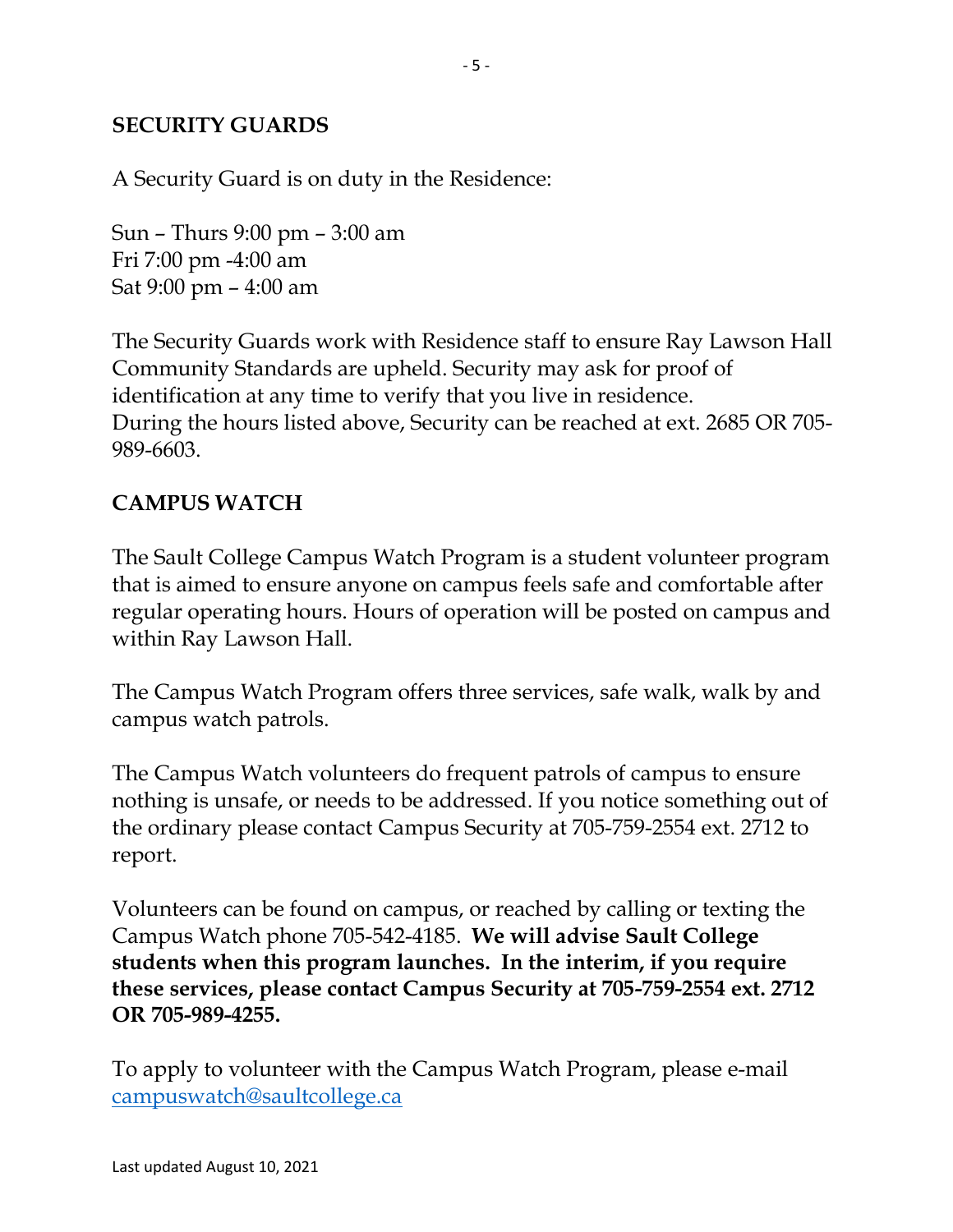## SECURITY GUARDS

A Security Guard is on duty in the Residence:

Sun – Thurs 9:00 pm – 3:00 am
Fri 7:00 pm -4:00 am
Sat 9:00 pm – 4:00 am

The Security Guards work with Residence staff to ensure Ray Lawson Hall Community Standards are upheld. Security may ask for proof of identification at any time to verify that you live in residence.
During the hours listed above, Security can be reached at ext. 2685 OR 705-989-6603.

## CAMPUS WATCH

The Sault College Campus Watch Program is a student volunteer program that is aimed to ensure anyone on campus feels safe and comfortable after regular operating hours. Hours of operation will be posted on campus and within Ray Lawson Hall.

The Campus Watch Program offers three services, safe walk, walk by and campus watch patrols.

The Campus Watch volunteers do frequent patrols of campus to ensure nothing is unsafe, or needs to be addressed. If you notice something out of the ordinary please contact Campus Security at 705-759-2554 ext. 2712 to report.

Volunteers can be found on campus, or reached by calling or texting the Campus Watch phone 705-542-4185. **We will advise Sault College students when this program launches. In the interim, if you require these services, please contact Campus Security at 705-759-2554 ext. 2712 OR 705-989-4255.**

To apply to volunteer with the Campus Watch Program, please e-mail campuswatch@saultcollege.ca

Last updated August 10, 2021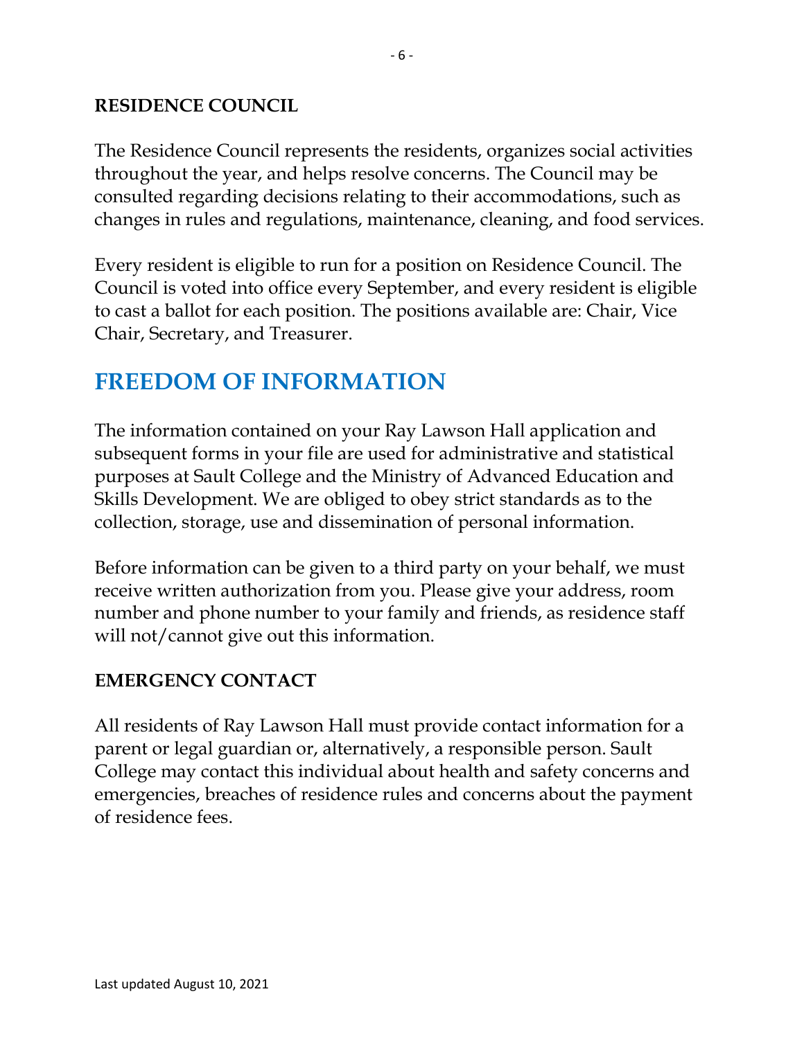### RESIDENCE COUNCIL

The Residence Council represents the residents, organizes social activities throughout the year, and helps resolve concerns. The Council may be consulted regarding decisions relating to their accommodations, such as changes in rules and regulations, maintenance, cleaning, and food services.

Every resident is eligible to run for a position on Residence Council. The Council is voted into office every September, and every resident is eligible to cast a ballot for each position. The positions available are: Chair, Vice Chair, Secretary, and Treasurer.

## FREEDOM OF INFORMATION

The information contained on your Ray Lawson Hall application and subsequent forms in your file are used for administrative and statistical purposes at Sault College and the Ministry of Advanced Education and Skills Development. We are obliged to obey strict standards as to the collection, storage, use and dissemination of personal information.

Before information can be given to a third party on your behalf, we must receive written authorization from you. Please give your address, room number and phone number to your family and friends, as residence staff will not/cannot give out this information.

### EMERGENCY CONTACT

All residents of Ray Lawson Hall must provide contact information for a parent or legal guardian or, alternatively, a responsible person. Sault College may contact this individual about health and safety concerns and emergencies, breaches of residence rules and concerns about the payment of residence fees.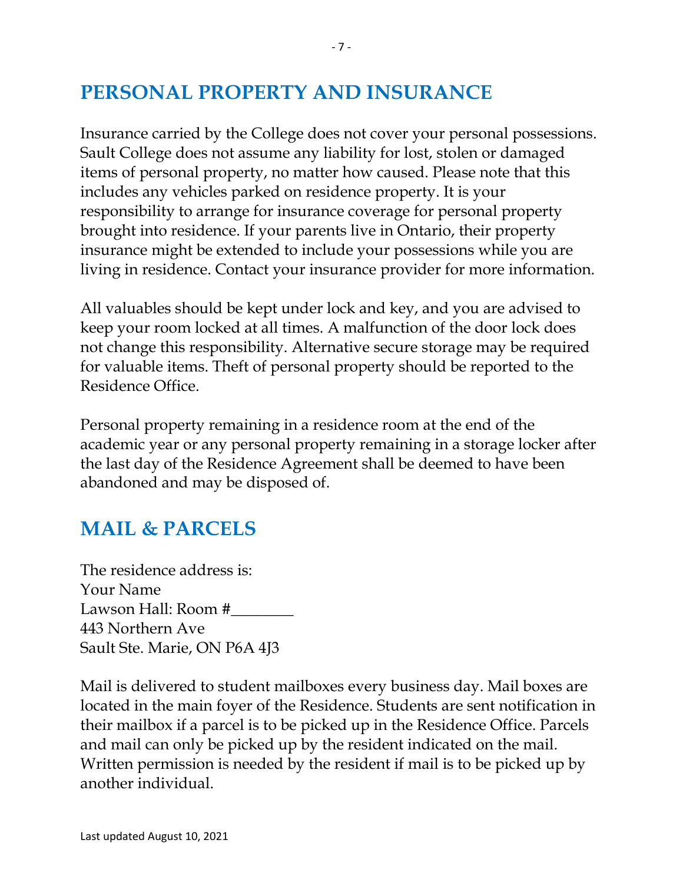## PERSONAL PROPERTY AND INSURANCE

Insurance carried by the College does not cover your personal possessions. Sault College does not assume any liability for lost, stolen or damaged items of personal property, no matter how caused. Please note that this includes any vehicles parked on residence property. It is your responsibility to arrange for insurance coverage for personal property brought into residence. If your parents live in Ontario, their property insurance might be extended to include your possessions while you are living in residence. Contact your insurance provider for more information.

All valuables should be kept under lock and key, and you are advised to keep your room locked at all times. A malfunction of the door lock does not change this responsibility. Alternative secure storage may be required for valuable items. Theft of personal property should be reported to the Residence Office.

Personal property remaining in a residence room at the end of the academic year or any personal property remaining in a storage locker after the last day of the Residence Agreement shall be deemed to have been abandoned and may be disposed of.

## MAIL & PARCELS

The residence address is:
Your Name
Lawson Hall: Room #________
443 Northern Ave
Sault Ste. Marie, ON P6A 4J3

Mail is delivered to student mailboxes every business day. Mail boxes are located in the main foyer of the Residence. Students are sent notification in their mailbox if a parcel is to be picked up in the Residence Office. Parcels and mail can only be picked up by the resident indicated on the mail. Written permission is needed by the resident if mail is to be picked up by another individual.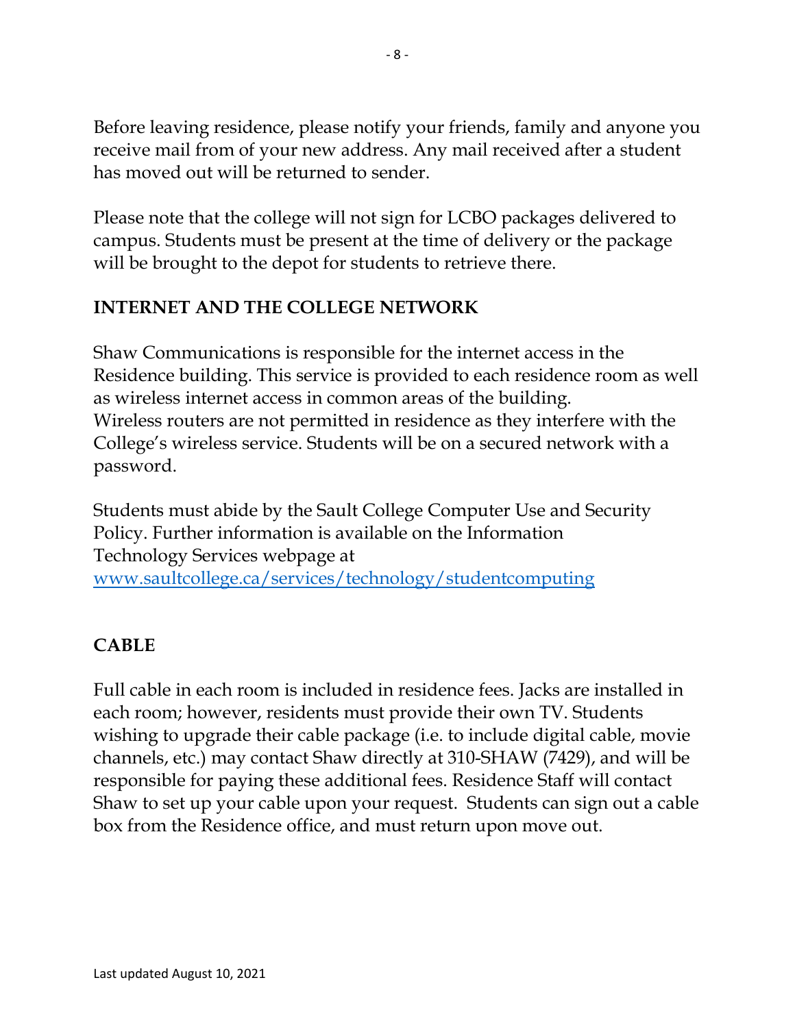Before leaving residence, please notify your friends, family and anyone you receive mail from of your new address. Any mail received after a student has moved out will be returned to sender.

Please note that the college will not sign for LCBO packages delivered to campus. Students must be present at the time of delivery or the package will be brought to the depot for students to retrieve there.

## INTERNET AND THE COLLEGE NETWORK

Shaw Communications is responsible for the internet access in the Residence building. This service is provided to each residence room as well as wireless internet access in common areas of the building. Wireless routers are not permitted in residence as they interfere with the College's wireless service. Students will be on a secured network with a password.

Students must abide by the Sault College Computer Use and Security Policy. Further information is available on the Information Technology Services webpage at [www.saultcollege.ca/services/technology/studentcomputing](www.saultcollege.ca/services/technology/studentcomputing)

## CABLE

Full cable in each room is included in residence fees. Jacks are installed in each room; however, residents must provide their own TV. Students wishing to upgrade their cable package (i.e. to include digital cable, movie channels, etc.) may contact Shaw directly at 310-SHAW (7429), and will be responsible for paying these additional fees. Residence Staff will contact Shaw to set up your cable upon your request. Students can sign out a cable box from the Residence office, and must return upon move out.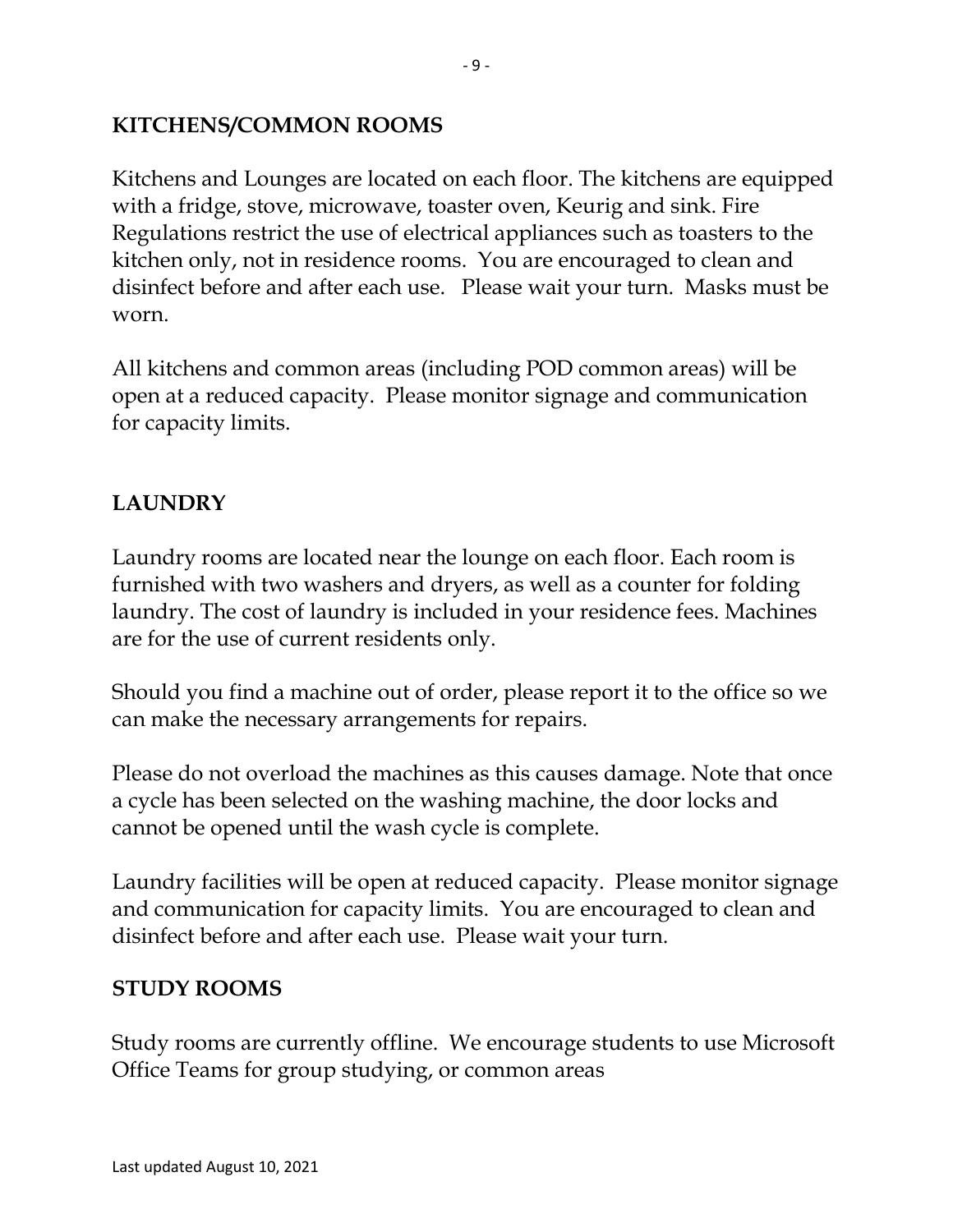## KITCHENS/COMMON ROOMS

Kitchens and Lounges are located on each floor. The kitchens are equipped with a fridge, stove, microwave, toaster oven, Keurig and sink. Fire Regulations restrict the use of electrical appliances such as toasters to the kitchen only, not in residence rooms. You are encouraged to clean and disinfect before and after each use. Please wait your turn. Masks must be worn.

All kitchens and common areas (including POD common areas) will be open at a reduced capacity. Please monitor signage and communication for capacity limits.

## LAUNDRY

Laundry rooms are located near the lounge on each floor. Each room is furnished with two washers and dryers, as well as a counter for folding laundry. The cost of laundry is included in your residence fees. Machines are for the use of current residents only.

Should you find a machine out of order, please report it to the office so we can make the necessary arrangements for repairs.

Please do not overload the machines as this causes damage. Note that once a cycle has been selected on the washing machine, the door locks and cannot be opened until the wash cycle is complete.

Laundry facilities will be open at reduced capacity. Please monitor signage and communication for capacity limits. You are encouraged to clean and disinfect before and after each use. Please wait your turn.

## STUDY ROOMS

Study rooms are currently offline. We encourage students to use Microsoft Office Teams for group studying, or common areas

Last updated August 10, 2021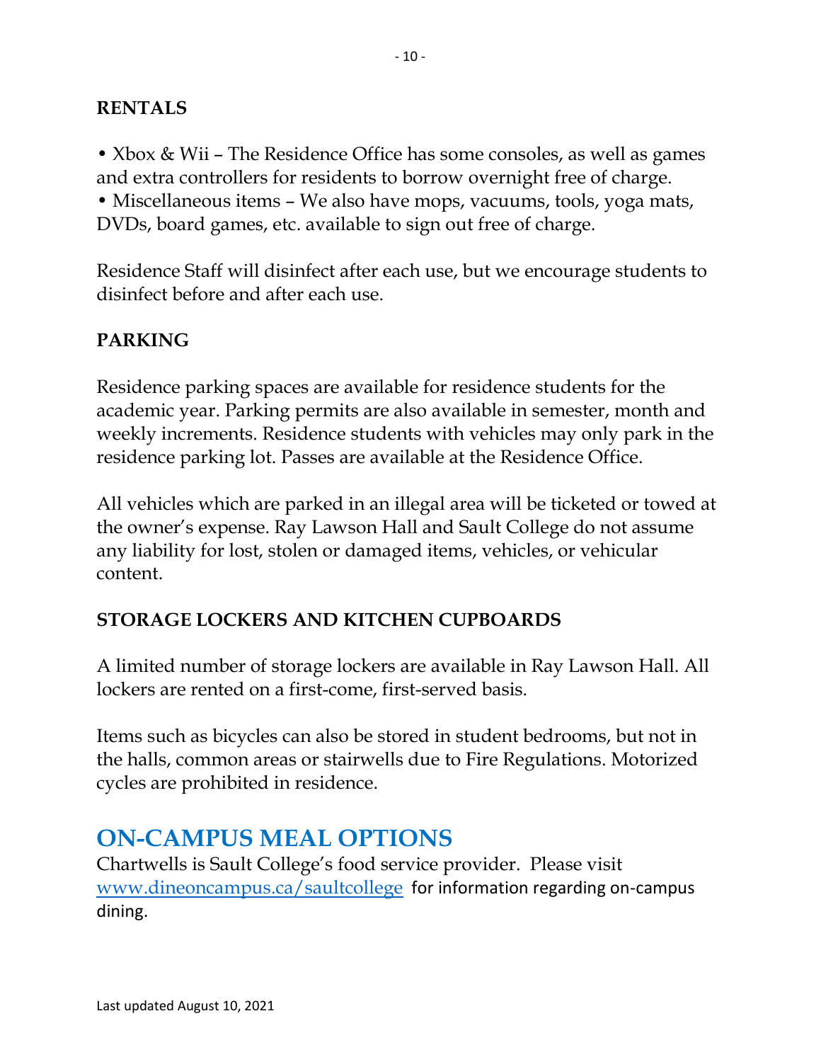## RENTALS

• Xbox & Wii – The Residence Office has some consoles, as well as games and extra controllers for residents to borrow overnight free of charge.
• Miscellaneous items – We also have mops, vacuums, tools, yoga mats, DVDs, board games, etc. available to sign out free of charge.

Residence Staff will disinfect after each use, but we encourage students to disinfect before and after each use.

## PARKING

Residence parking spaces are available for residence students for the academic year. Parking permits are also available in semester, month and weekly increments. Residence students with vehicles may only park in the residence parking lot. Passes are available at the Residence Office.

All vehicles which are parked in an illegal area will be ticketed or towed at the owner's expense. Ray Lawson Hall and Sault College do not assume any liability for lost, stolen or damaged items, vehicles, or vehicular content.

## STORAGE LOCKERS AND KITCHEN CUPBOARDS

A limited number of storage lockers are available in Ray Lawson Hall. All lockers are rented on a first-come, first-served basis.

Items such as bicycles can also be stored in student bedrooms, but not in the halls, common areas or stairwells due to Fire Regulations. Motorized cycles are prohibited in residence.

# ON-CAMPUS MEAL OPTIONS

Chartwells is Sault College's food service provider. Please visit [www.dineoncampus.ca/saultcollege](http://www.dineoncampus.ca/saultcollege) for information regarding on-campus dining.

Last updated August 10, 2021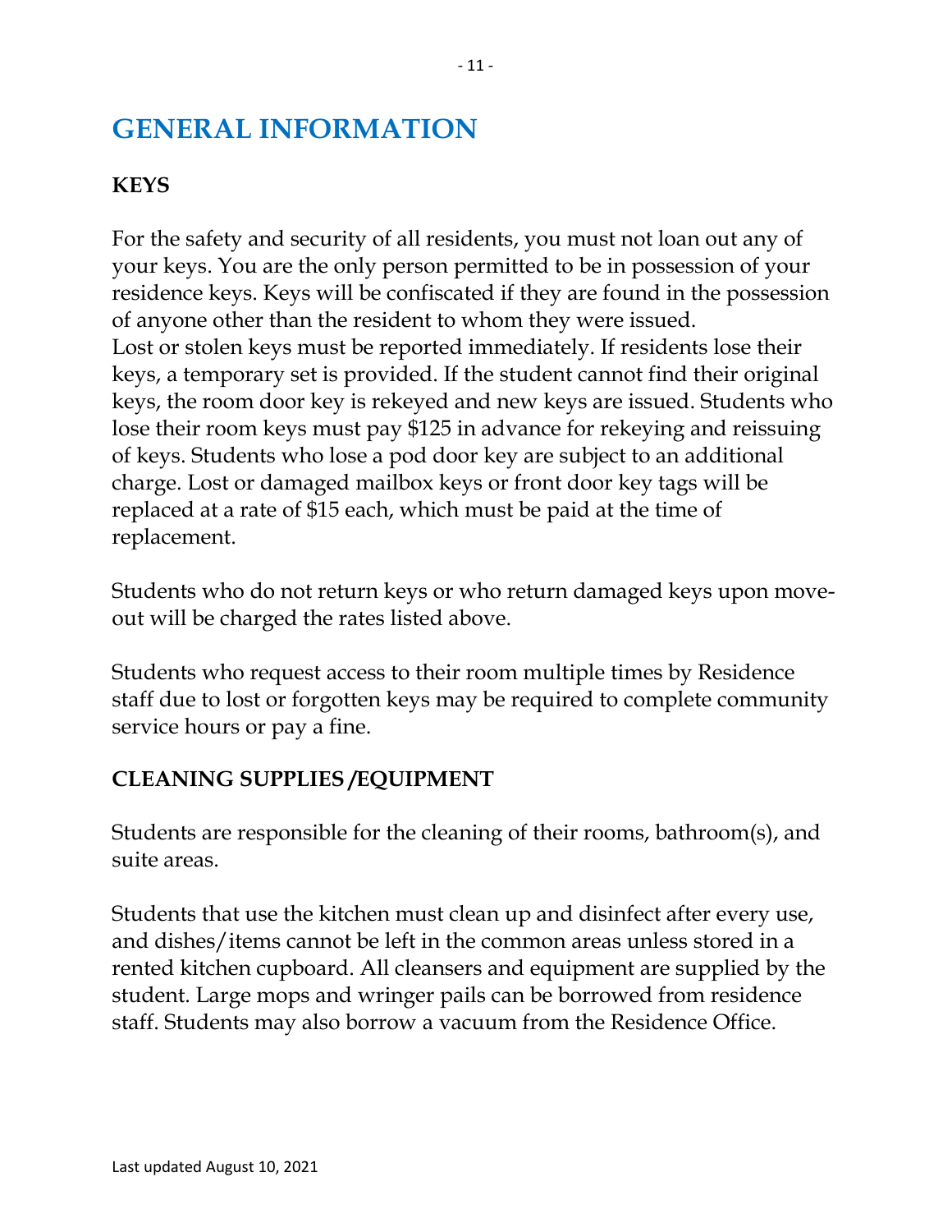# GENERAL INFORMATION

## KEYS

For the safety and security of all residents, you must not loan out any of your keys. You are the only person permitted to be in possession of your residence keys. Keys will be confiscated if they are found in the possession of anyone other than the resident to whom they were issued.
Lost or stolen keys must be reported immediately. If residents lose their keys, a temporary set is provided. If the student cannot find their original keys, the room door key is rekeyed and new keys are issued. Students who lose their room keys must pay $125 in advance for rekeying and reissuing of keys. Students who lose a pod door key are subject to an additional charge. Lost or damaged mailbox keys or front door key tags will be replaced at a rate of $15 each, which must be paid at the time of replacement.

Students who do not return keys or who return damaged keys upon move-out will be charged the rates listed above.

Students who request access to their room multiple times by Residence staff due to lost or forgotten keys may be required to complete community service hours or pay a fine.

## CLEANING SUPPLIES /EQUIPMENT

Students are responsible for the cleaning of their rooms, bathroom(s), and suite areas.

Students that use the kitchen must clean up and disinfect after every use, and dishes/items cannot be left in the common areas unless stored in a rented kitchen cupboard. All cleansers and equipment are supplied by the student. Large mops and wringer pails can be borrowed from residence staff. Students may also borrow a vacuum from the Residence Office.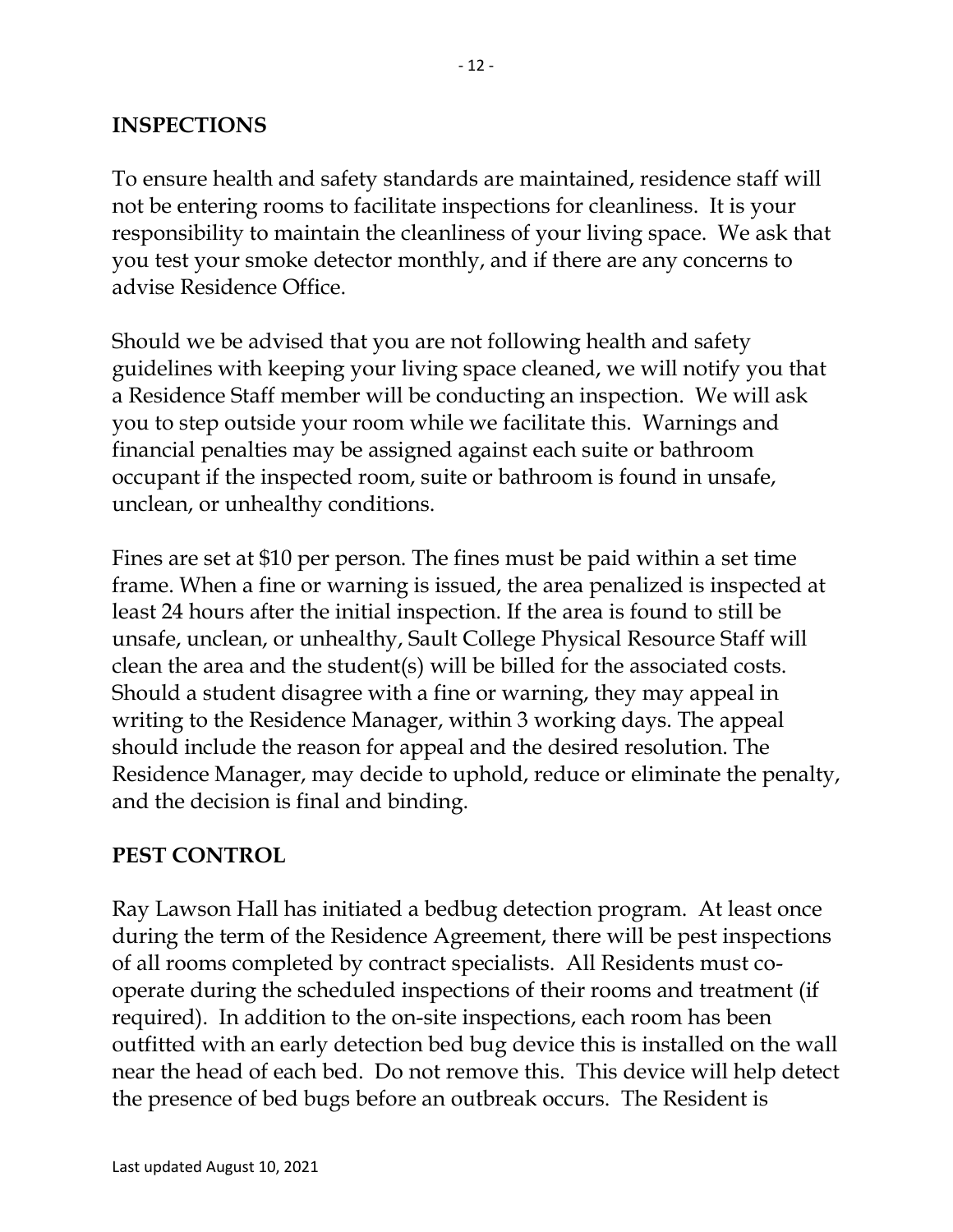## INSPECTIONS

To ensure health and safety standards are maintained, residence staff will not be entering rooms to facilitate inspections for cleanliness. It is your responsibility to maintain the cleanliness of your living space. We ask that you test your smoke detector monthly, and if there are any concerns to advise Residence Office.

Should we be advised that you are not following health and safety guidelines with keeping your living space cleaned, we will notify you that a Residence Staff member will be conducting an inspection. We will ask you to step outside your room while we facilitate this. Warnings and financial penalties may be assigned against each suite or bathroom occupant if the inspected room, suite or bathroom is found in unsafe, unclean, or unhealthy conditions.

Fines are set at $10 per person. The fines must be paid within a set time frame. When a fine or warning is issued, the area penalized is inspected at least 24 hours after the initial inspection. If the area is found to still be unsafe, unclean, or unhealthy, Sault College Physical Resource Staff will clean the area and the student(s) will be billed for the associated costs. Should a student disagree with a fine or warning, they may appeal in writing to the Residence Manager, within 3 working days. The appeal should include the reason for appeal and the desired resolution. The Residence Manager, may decide to uphold, reduce or eliminate the penalty, and the decision is final and binding.

## PEST CONTROL

Ray Lawson Hall has initiated a bedbug detection program. At least once during the term of the Residence Agreement, there will be pest inspections of all rooms completed by contract specialists. All Residents must co-operate during the scheduled inspections of their rooms and treatment (if required). In addition to the on-site inspections, each room has been outfitted with an early detection bed bug device this is installed on the wall near the head of each bed. Do not remove this. This device will help detect the presence of bed bugs before an outbreak occurs. The Resident is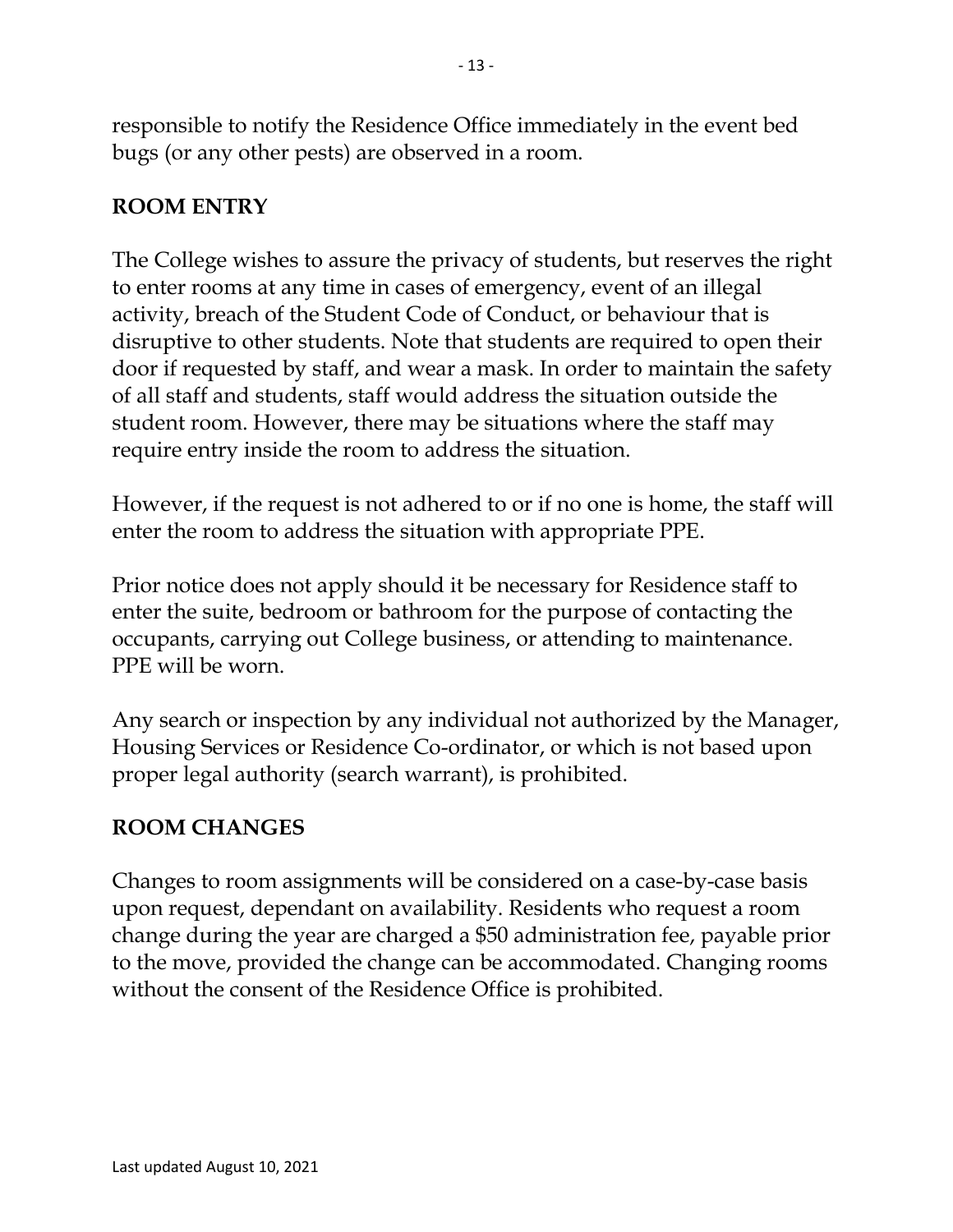responsible to notify the Residence Office immediately in the event bed bugs (or any other pests) are observed in a room.

## ROOM ENTRY

The College wishes to assure the privacy of students, but reserves the right to enter rooms at any time in cases of emergency, event of an illegal activity, breach of the Student Code of Conduct, or behaviour that is disruptive to other students. Note that students are required to open their door if requested by staff, and wear a mask. In order to maintain the safety of all staff and students, staff would address the situation outside the student room. However, there may be situations where the staff may require entry inside the room to address the situation.

However, if the request is not adhered to or if no one is home, the staff will enter the room to address the situation with appropriate PPE.

Prior notice does not apply should it be necessary for Residence staff to enter the suite, bedroom or bathroom for the purpose of contacting the occupants, carrying out College business, or attending to maintenance. PPE will be worn.

Any search or inspection by any individual not authorized by the Manager, Housing Services or Residence Co-ordinator, or which is not based upon proper legal authority (search warrant), is prohibited.

## ROOM CHANGES

Changes to room assignments will be considered on a case-by-case basis upon request, dependant on availability. Residents who request a room change during the year are charged a $50 administration fee, payable prior to the move, provided the change can be accommodated. Changing rooms without the consent of the Residence Office is prohibited.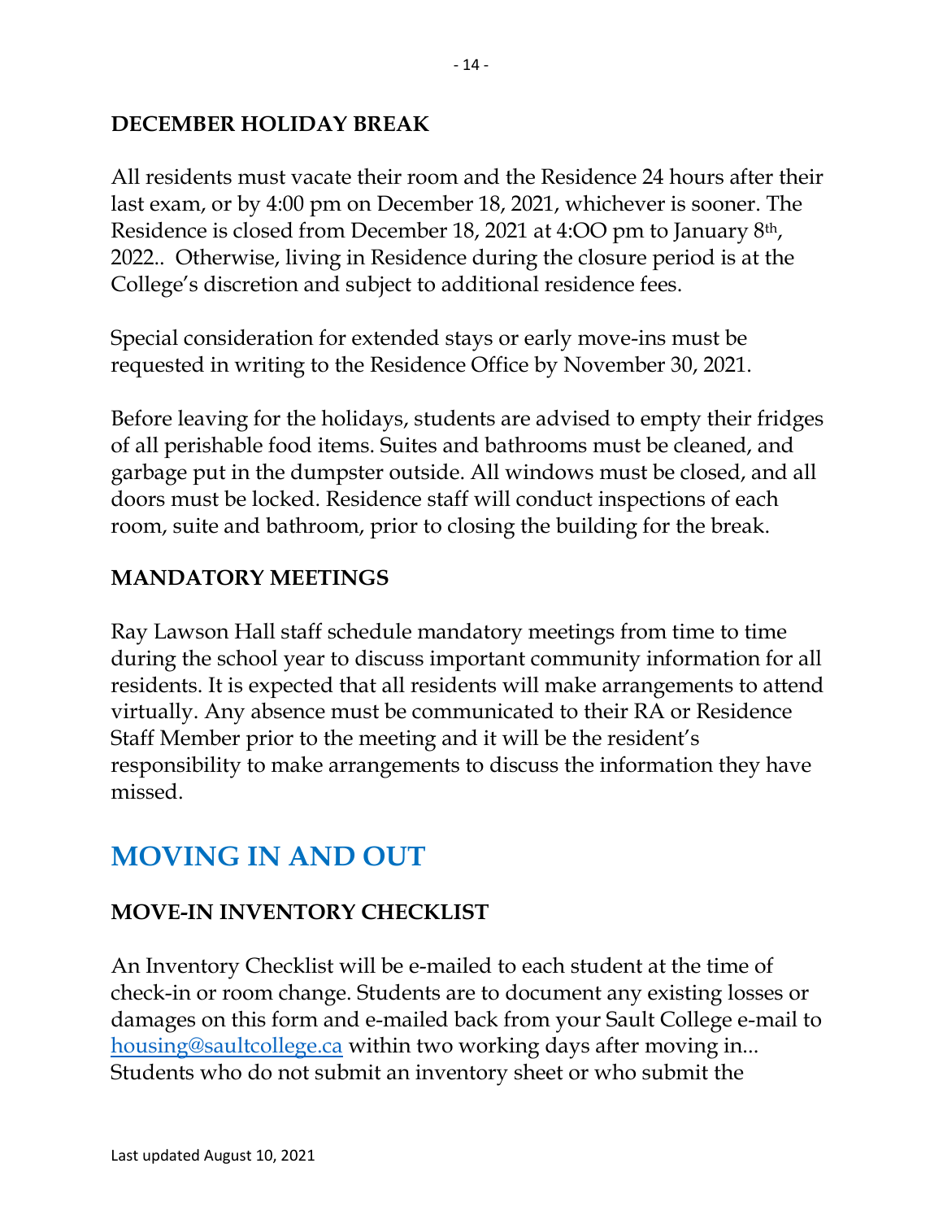### DECEMBER HOLIDAY BREAK

All residents must vacate their room and the Residence 24 hours after their last exam, or by 4:00 pm on December 18, 2021, whichever is sooner. The Residence is closed from December 18, 2021 at 4:OO pm to January 8th, 2022.. Otherwise, living in Residence during the closure period is at the College's discretion and subject to additional residence fees.

Special consideration for extended stays or early move-ins must be requested in writing to the Residence Office by November 30, 2021.

Before leaving for the holidays, students are advised to empty their fridges of all perishable food items. Suites and bathrooms must be cleaned, and garbage put in the dumpster outside. All windows must be closed, and all doors must be locked. Residence staff will conduct inspections of each room, suite and bathroom, prior to closing the building for the break.

### MANDATORY MEETINGS

Ray Lawson Hall staff schedule mandatory meetings from time to time during the school year to discuss important community information for all residents. It is expected that all residents will make arrangements to attend virtually. Any absence must be communicated to their RA or Residence Staff Member prior to the meeting and it will be the resident's responsibility to make arrangements to discuss the information they have missed.

## MOVING IN AND OUT

### MOVE-IN INVENTORY CHECKLIST

An Inventory Checklist will be e-mailed to each student at the time of check-in or room change. Students are to document any existing losses or damages on this form and e-mailed back from your Sault College e-mail to housing@saultcollege.ca within two working days after moving in... Students who do not submit an inventory sheet or who submit the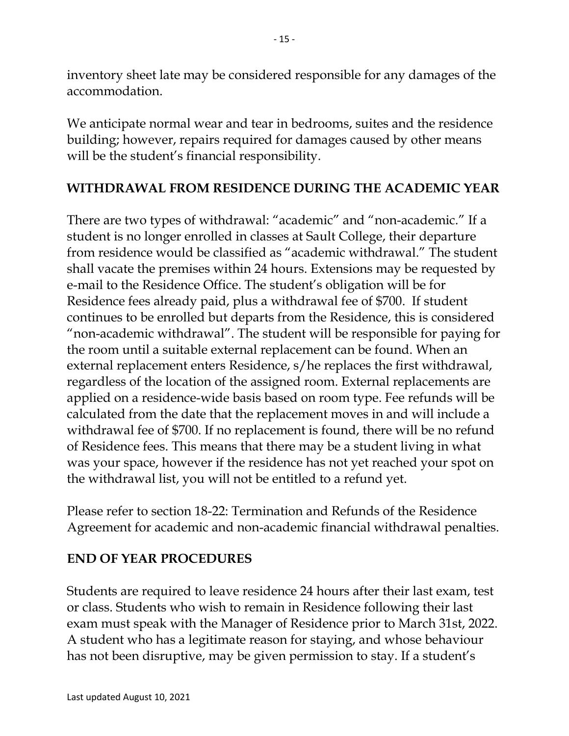inventory sheet late may be considered responsible for any damages of the accommodation.

We anticipate normal wear and tear in bedrooms, suites and the residence building; however, repairs required for damages caused by other means will be the student's financial responsibility.

## WITHDRAWAL FROM RESIDENCE DURING THE ACADEMIC YEAR

There are two types of withdrawal: "academic" and "non-academic." If a student is no longer enrolled in classes at Sault College, their departure from residence would be classified as "academic withdrawal." The student shall vacate the premises within 24 hours. Extensions may be requested by e-mail to the Residence Office. The student's obligation will be for Residence fees already paid, plus a withdrawal fee of $700. If student continues to be enrolled but departs from the Residence, this is considered "non-academic withdrawal". The student will be responsible for paying for the room until a suitable external replacement can be found. When an external replacement enters Residence, s/he replaces the first withdrawal, regardless of the location of the assigned room. External replacements are applied on a residence-wide basis based on room type. Fee refunds will be calculated from the date that the replacement moves in and will include a withdrawal fee of $700. If no replacement is found, there will be no refund of Residence fees. This means that there may be a student living in what was your space, however if the residence has not yet reached your spot on the withdrawal list, you will not be entitled to a refund yet.

Please refer to section 18-22: Termination and Refunds of the Residence Agreement for academic and non-academic financial withdrawal penalties.

## END OF YEAR PROCEDURES

Students are required to leave residence 24 hours after their last exam, test or class. Students who wish to remain in Residence following their last exam must speak with the Manager of Residence prior to March 31st, 2022. A student who has a legitimate reason for staying, and whose behaviour has not been disruptive, may be given permission to stay. If a student's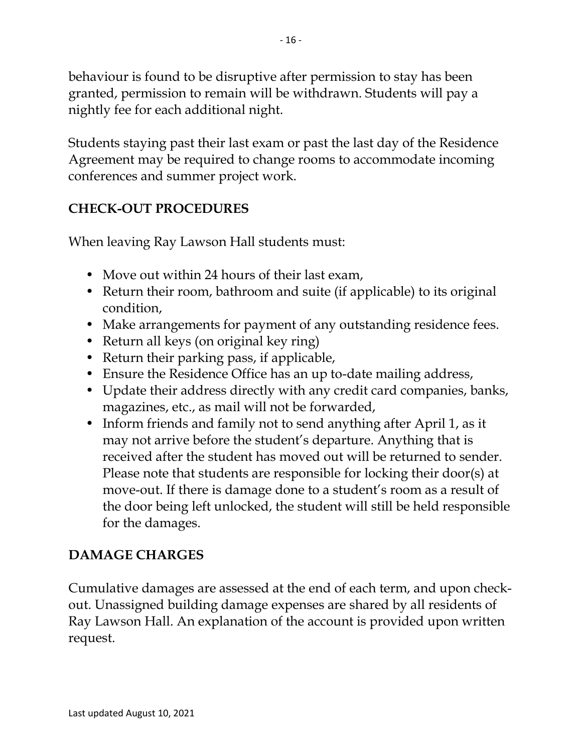behaviour is found to be disruptive after permission to stay has been granted, permission to remain will be withdrawn. Students will pay a nightly fee for each additional night.

Students staying past their last exam or past the last day of the Residence Agreement may be required to change rooms to accommodate incoming conferences and summer project work.

## CHECK-OUT PROCEDURES

When leaving Ray Lawson Hall students must:

- Move out within 24 hours of their last exam,
- Return their room, bathroom and suite (if applicable) to its original condition,
- Make arrangements for payment of any outstanding residence fees.
- Return all keys (on original key ring)
- Return their parking pass, if applicable,
- Ensure the Residence Office has an up to-date mailing address,
- Update their address directly with any credit card companies, banks, magazines, etc., as mail will not be forwarded,
- Inform friends and family not to send anything after April 1, as it may not arrive before the student's departure. Anything that is received after the student has moved out will be returned to sender. Please note that students are responsible for locking their door(s) at move-out. If there is damage done to a student's room as a result of the door being left unlocked, the student will still be held responsible for the damages.

## DAMAGE CHARGES

Cumulative damages are assessed at the end of each term, and upon check-out. Unassigned building damage expenses are shared by all residents of Ray Lawson Hall. An explanation of the account is provided upon written request.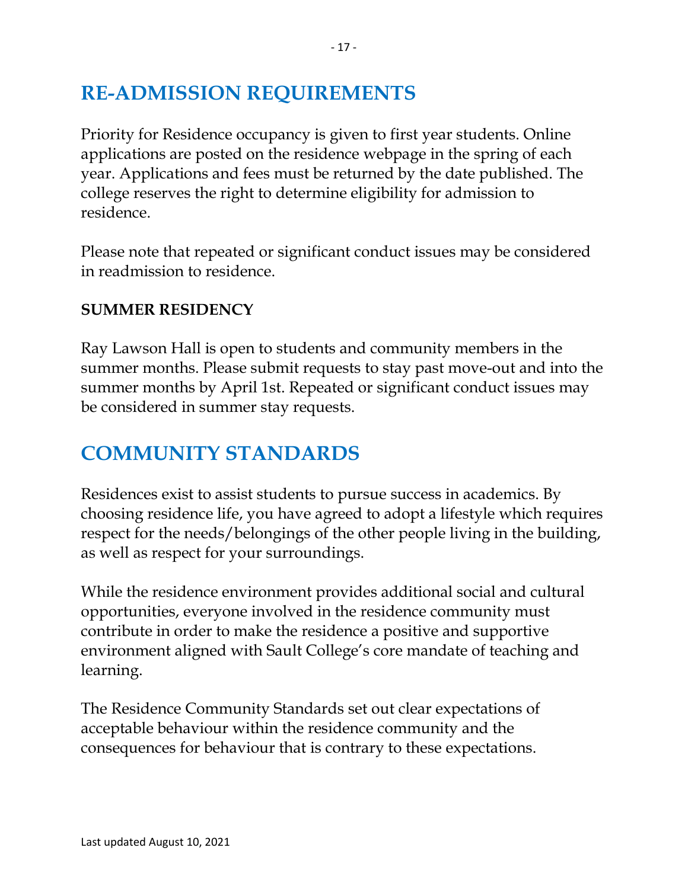# RE-ADMISSION REQUIREMENTS

Priority for Residence occupancy is given to first year students. Online applications are posted on the residence webpage in the spring of each year. Applications and fees must be returned by the date published. The college reserves the right to determine eligibility for admission to residence.

Please note that repeated or significant conduct issues may be considered in readmission to residence.

### SUMMER RESIDENCY

Ray Lawson Hall is open to students and community members in the summer months. Please submit requests to stay past move-out and into the summer months by April 1st. Repeated or significant conduct issues may be considered in summer stay requests.

# COMMUNITY STANDARDS

Residences exist to assist students to pursue success in academics. By choosing residence life, you have agreed to adopt a lifestyle which requires respect for the needs/belongings of the other people living in the building, as well as respect for your surroundings.

While the residence environment provides additional social and cultural opportunities, everyone involved in the residence community must contribute in order to make the residence a positive and supportive environment aligned with Sault College's core mandate of teaching and learning.

The Residence Community Standards set out clear expectations of acceptable behaviour within the residence community and the consequences for behaviour that is contrary to these expectations.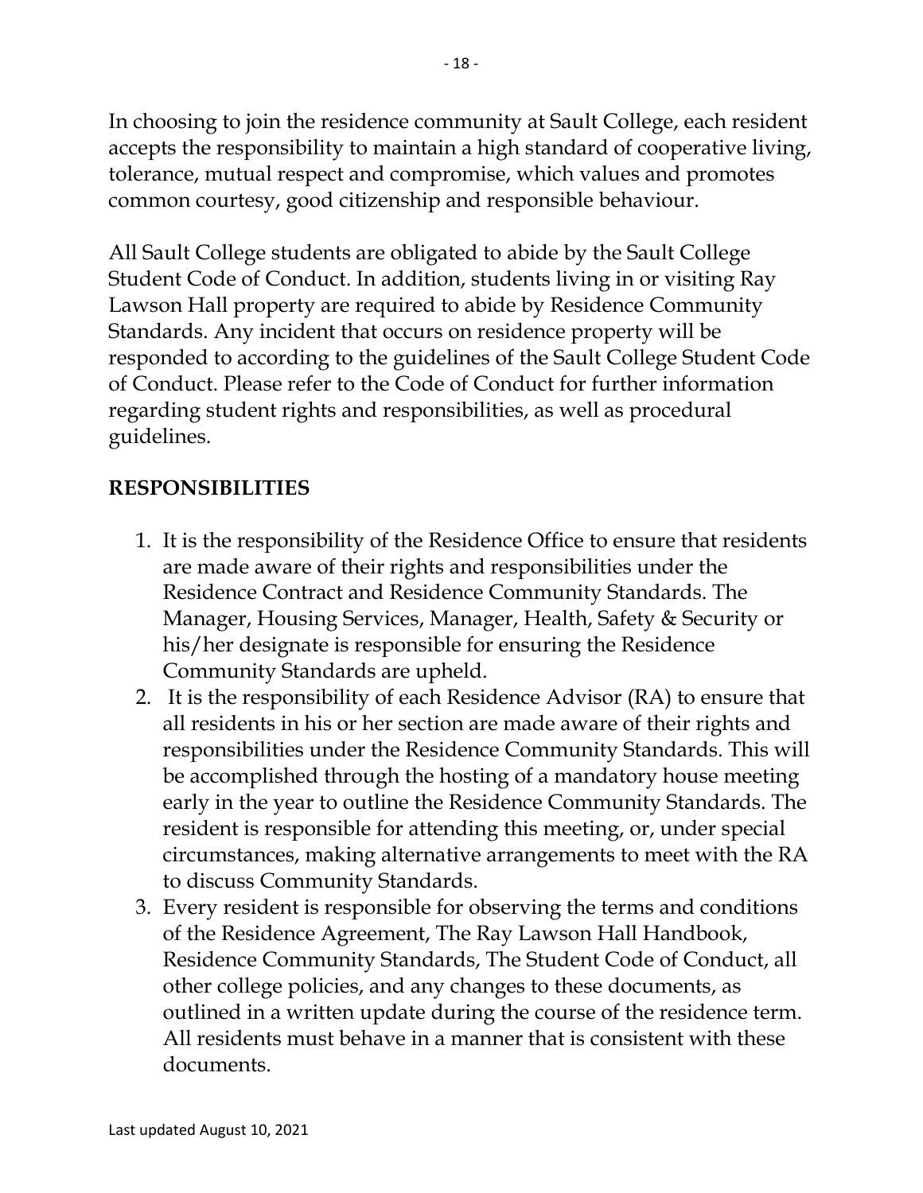In choosing to join the residence community at Sault College, each resident accepts the responsibility to maintain a high standard of cooperative living, tolerance, mutual respect and compromise, which values and promotes common courtesy, good citizenship and responsible behaviour.

All Sault College students are obligated to abide by the Sault College Student Code of Conduct. In addition, students living in or visiting Ray Lawson Hall property are required to abide by Residence Community Standards. Any incident that occurs on residence property will be responded to according to the guidelines of the Sault College Student Code of Conduct. Please refer to the Code of Conduct for further information regarding student rights and responsibilities, as well as procedural guidelines.

**RESPONSIBILITIES**

1. It is the responsibility of the Residence Office to ensure that residents are made aware of their rights and responsibilities under the Residence Contract and Residence Community Standards. The Manager, Housing Services, Manager, Health, Safety & Security or his/her designate is responsible for ensuring the Residence Community Standards are upheld.
2. It is the responsibility of each Residence Advisor (RA) to ensure that all residents in his or her section are made aware of their rights and responsibilities under the Residence Community Standards. This will be accomplished through the hosting of a mandatory house meeting early in the year to outline the Residence Community Standards. The resident is responsible for attending this meeting, or, under special circumstances, making alternative arrangements to meet with the RA to discuss Community Standards.
3. Every resident is responsible for observing the terms and conditions of the Residence Agreement, The Ray Lawson Hall Handbook, Residence Community Standards, The Student Code of Conduct, all other college policies, and any changes to these documents, as outlined in a written update during the course of the residence term. All residents must behave in a manner that is consistent with these documents.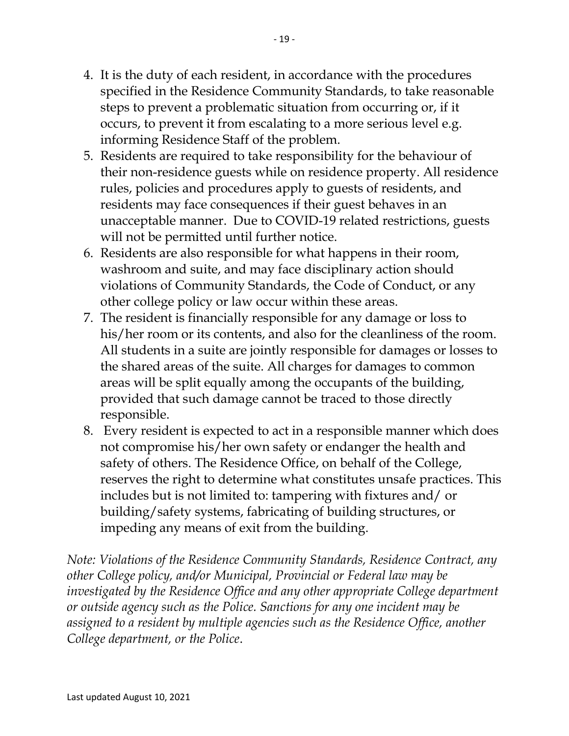4. It is the duty of each resident, in accordance with the procedures specified in the Residence Community Standards, to take reasonable steps to prevent a problematic situation from occurring or, if it occurs, to prevent it from escalating to a more serious level e.g. informing Residence Staff of the problem.
5. Residents are required to take responsibility for the behaviour of their non-residence guests while on residence property. All residence rules, policies and procedures apply to guests of residents, and residents may face consequences if their guest behaves in an unacceptable manner. Due to COVID-19 related restrictions, guests will not be permitted until further notice.
6. Residents are also responsible for what happens in their room, washroom and suite, and may face disciplinary action should violations of Community Standards, the Code of Conduct, or any other college policy or law occur within these areas.
7. The resident is financially responsible for any damage or loss to his/her room or its contents, and also for the cleanliness of the room. All students in a suite are jointly responsible for damages or losses to the shared areas of the suite. All charges for damages to common areas will be split equally among the occupants of the building, provided that such damage cannot be traced to those directly responsible.
8. Every resident is expected to act in a responsible manner which does not compromise his/her own safety or endanger the health and safety of others. The Residence Office, on behalf of the College, reserves the right to determine what constitutes unsafe practices. This includes but is not limited to: tampering with fixtures and/ or building/safety systems, fabricating of building structures, or impeding any means of exit from the building.

*Note: Violations of the Residence Community Standards, Residence Contract, any other College policy, and/or Municipal, Provincial or Federal law may be investigated by the Residence Office and any other appropriate College department or outside agency such as the Police. Sanctions for any one incident may be assigned to a resident by multiple agencies such as the Residence Office, another College department, or the Police.*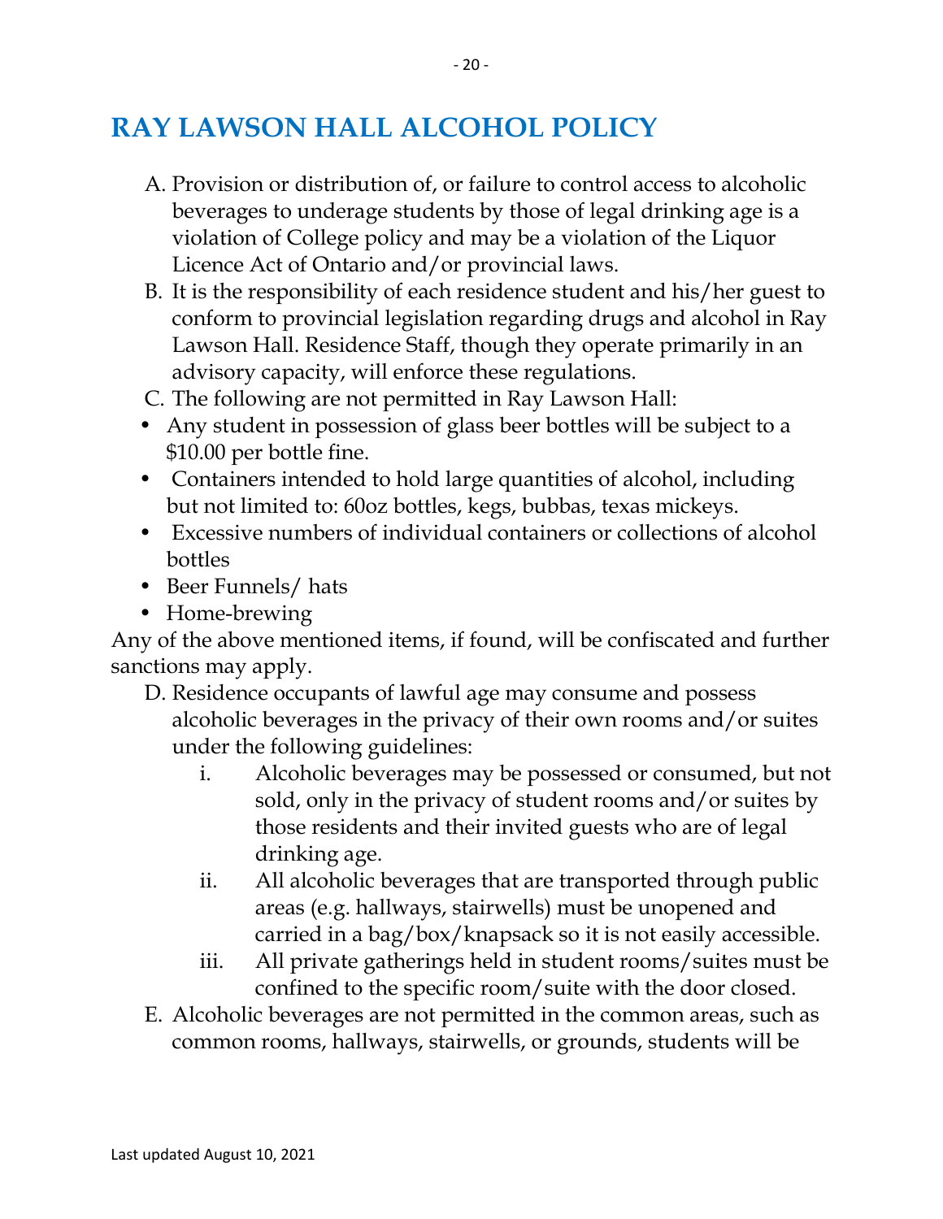# RAY LAWSON HALL ALCOHOL POLICY

A. Provision or distribution of, or failure to control access to alcoholic beverages to underage students by those of legal drinking age is a violation of College policy and may be a violation of the Liquor Licence Act of Ontario and/or provincial laws.

B. It is the responsibility of each residence student and his/her guest to conform to provincial legislation regarding drugs and alcohol in Ray Lawson Hall. Residence Staff, though they operate primarily in an advisory capacity, will enforce these regulations.

C. The following are not permitted in Ray Lawson Hall:

- Any student in possession of glass beer bottles will be subject to a $10.00 per bottle fine.
- Containers intended to hold large quantities of alcohol, including but not limited to: 60oz bottles, kegs, bubbas, texas mickeys.
- Excessive numbers of individual containers or collections of alcohol bottles
- Beer Funnels/ hats
- Home-brewing

Any of the above mentioned items, if found, will be confiscated and further sanctions may apply.

D. Residence occupants of lawful age may consume and possess alcoholic beverages in the privacy of their own rooms and/or suites under the following guidelines:

   i. Alcoholic beverages may be possessed or consumed, but not sold, only in the privacy of student rooms and/or suites by those residents and their invited guests who are of legal drinking age.

   ii. All alcoholic beverages that are transported through public areas (e.g. hallways, stairwells) must be unopened and carried in a bag/box/knapsack so it is not easily accessible.

   iii. All private gatherings held in student rooms/suites must be confined to the specific room/suite with the door closed.

E. Alcoholic beverages are not permitted in the common areas, such as common rooms, hallways, stairwells, or grounds, students will be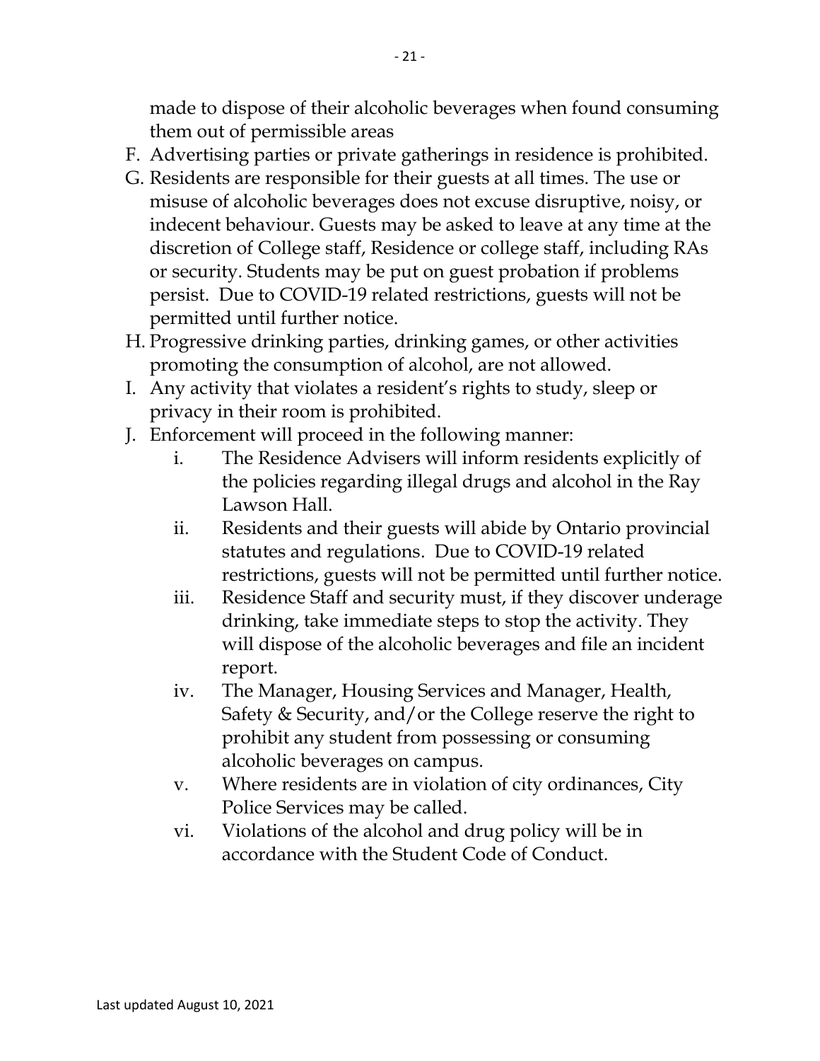made to dispose of their alcoholic beverages when found consuming them out of permissible areas

F. Advertising parties or private gatherings in residence is prohibited.
G. Residents are responsible for their guests at all times. The use or misuse of alcoholic beverages does not excuse disruptive, noisy, or indecent behaviour. Guests may be asked to leave at any time at the discretion of College staff, Residence or college staff, including RAs or security. Students may be put on guest probation if problems persist. Due to COVID-19 related restrictions, guests will not be permitted until further notice.
H. Progressive drinking parties, drinking games, or other activities promoting the consumption of alcohol, are not allowed.
I. Any activity that violates a resident's rights to study, sleep or privacy in their room is prohibited.
J. Enforcement will proceed in the following manner:
   i. The Residence Advisers will inform residents explicitly of the policies regarding illegal drugs and alcohol in the Ray Lawson Hall.
   ii. Residents and their guests will abide by Ontario provincial statutes and regulations. Due to COVID-19 related restrictions, guests will not be permitted until further notice.
   iii. Residence Staff and security must, if they discover underage drinking, take immediate steps to stop the activity. They will dispose of the alcoholic beverages and file an incident report.
   iv. The Manager, Housing Services and Manager, Health, Safety & Security, and/or the College reserve the right to prohibit any student from possessing or consuming alcoholic beverages on campus.
   v. Where residents are in violation of city ordinances, City Police Services may be called.
   vi. Violations of the alcohol and drug policy will be in accordance with the Student Code of Conduct.

Last updated August 10, 2021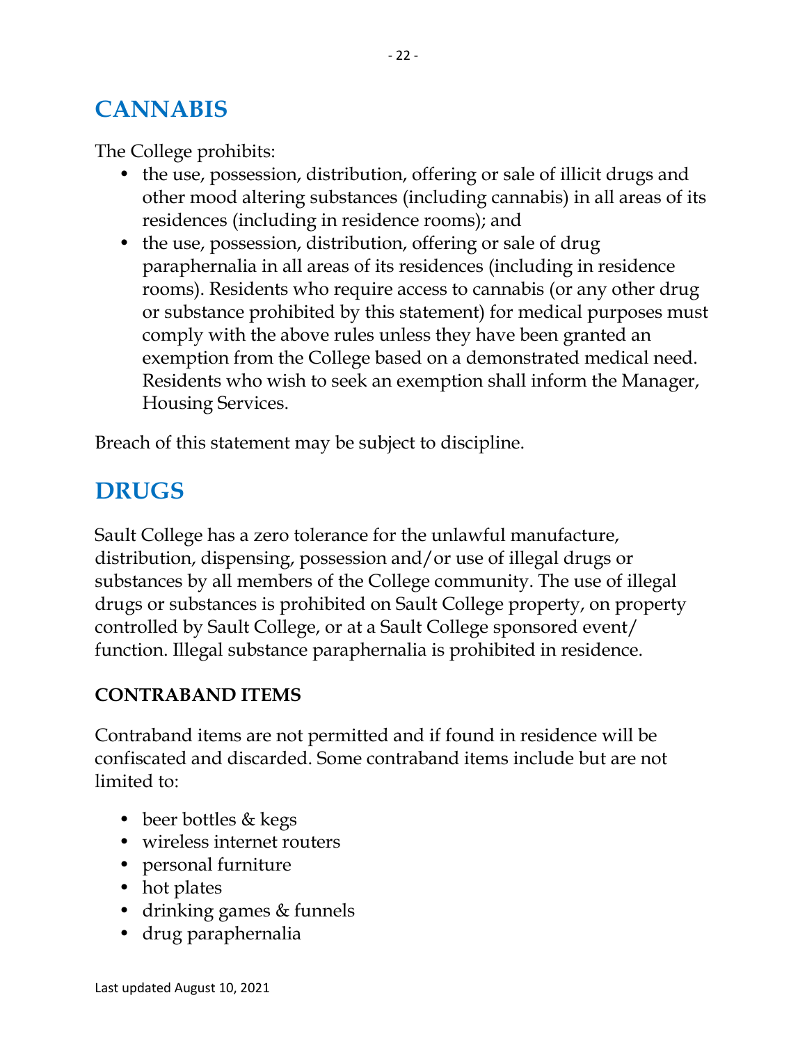# CANNABIS

The College prohibits:

- the use, possession, distribution, offering or sale of illicit drugs and other mood altering substances (including cannabis) in all areas of its residences (including in residence rooms); and
- the use, possession, distribution, offering or sale of drug paraphernalia in all areas of its residences (including in residence rooms). Residents who require access to cannabis (or any other drug or substance prohibited by this statement) for medical purposes must comply with the above rules unless they have been granted an exemption from the College based on a demonstrated medical need. Residents who wish to seek an exemption shall inform the Manager, Housing Services.

Breach of this statement may be subject to discipline.

# DRUGS

Sault College has a zero tolerance for the unlawful manufacture, distribution, dispensing, possession and/or use of illegal drugs or substances by all members of the College community. The use of illegal drugs or substances is prohibited on Sault College property, on property controlled by Sault College, or at a Sault College sponsored event/ function. Illegal substance paraphernalia is prohibited in residence.

### CONTRABAND ITEMS

Contraband items are not permitted and if found in residence will be confiscated and discarded. Some contraband items include but are not limited to:

- beer bottles & kegs
- wireless internet routers
- personal furniture
- hot plates
- drinking games & funnels
- drug paraphernalia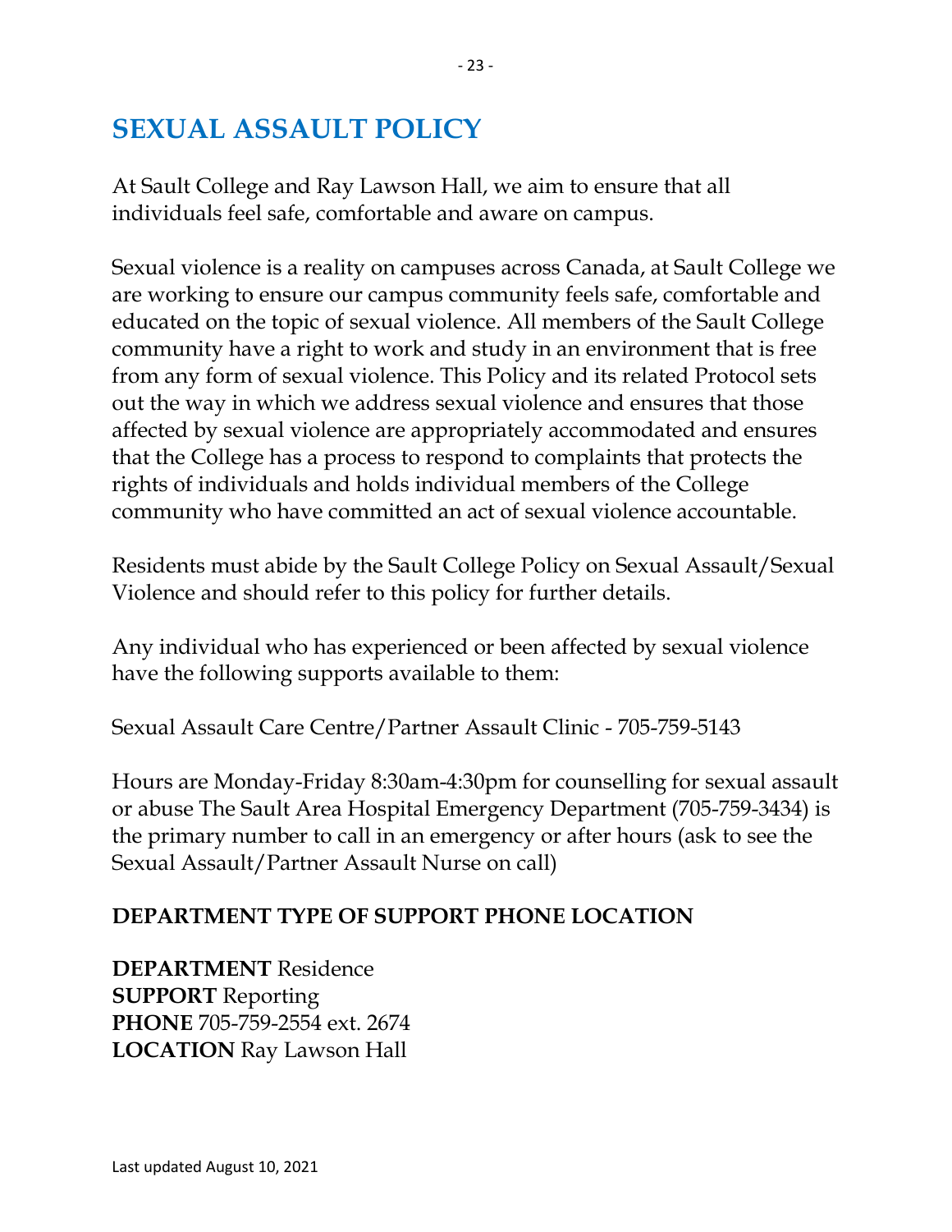# SEXUAL ASSAULT POLICY

At Sault College and Ray Lawson Hall, we aim to ensure that all individuals feel safe, comfortable and aware on campus.

Sexual violence is a reality on campuses across Canada, at Sault College we are working to ensure our campus community feels safe, comfortable and educated on the topic of sexual violence. All members of the Sault College community have a right to work and study in an environment that is free from any form of sexual violence. This Policy and its related Protocol sets out the way in which we address sexual violence and ensures that those affected by sexual violence are appropriately accommodated and ensures that the College has a process to respond to complaints that protects the rights of individuals and holds individual members of the College community who have committed an act of sexual violence accountable.

Residents must abide by the Sault College Policy on Sexual Assault/Sexual Violence and should refer to this policy for further details.

Any individual who has experienced or been affected by sexual violence have the following supports available to them:

Sexual Assault Care Centre/Partner Assault Clinic - 705-759-5143

Hours are Monday-Friday 8:30am-4:30pm for counselling for sexual assault or abuse The Sault Area Hospital Emergency Department (705-759-3434) is the primary number to call in an emergency or after hours (ask to see the Sexual Assault/Partner Assault Nurse on call)

**DEPARTMENT TYPE OF SUPPORT PHONE LOCATION**

**DEPARTMENT** Residence
**SUPPORT** Reporting
**PHONE** 705-759-2554 ext. 2674
**LOCATION** Ray Lawson Hall

Last updated August 10, 2021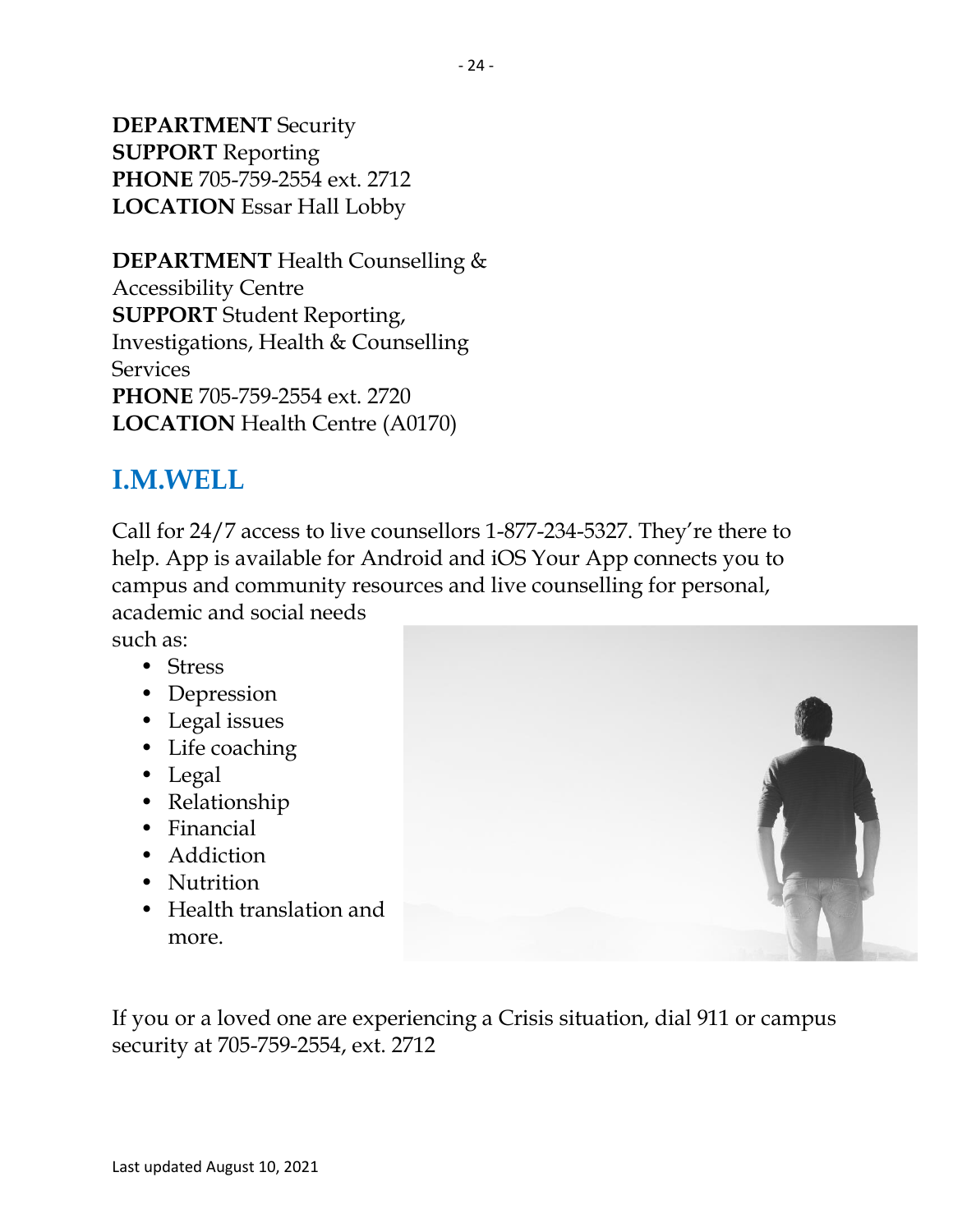**DEPARTMENT** Security
**SUPPORT** Reporting
**PHONE** 705-759-2554 ext. 2712
**LOCATION** Essar Hall Lobby

**DEPARTMENT** Health Counselling & Accessibility Centre
**SUPPORT** Student Reporting, Investigations, Health & Counselling Services
**PHONE** 705-759-2554 ext. 2720
**LOCATION** Health Centre (A0170)

## I.M.WELL

Call for 24/7 access to live counsellors 1-877-234-5327. They're there to help. App is available for Android and iOS Your App connects you to campus and community resources and live counselling for personal, academic and social needs such as:

- Stress
- Depression
- Legal issues
- Life coaching
- Legal
- Relationship
- Financial
- Addiction
- Nutrition
- Health translation and more.

If you or a loved one are experiencing a Crisis situation, dial 911 or campus security at 705-759-2554, ext. 2712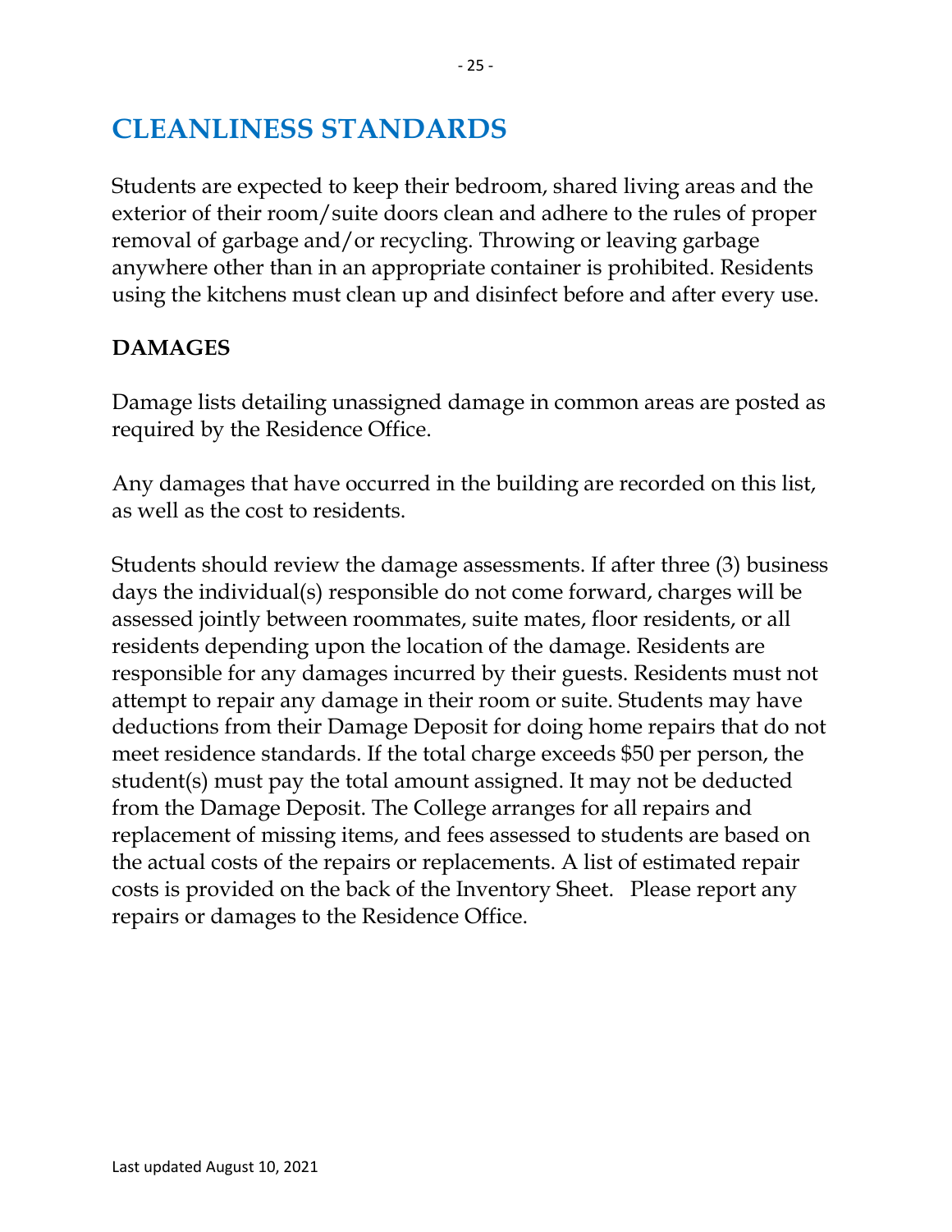# CLEANLINESS STANDARDS

Students are expected to keep their bedroom, shared living areas and the exterior of their room/suite doors clean and adhere to the rules of proper removal of garbage and/or recycling. Throwing or leaving garbage anywhere other than in an appropriate container is prohibited. Residents using the kitchens must clean up and disinfect before and after every use.

## DAMAGES

Damage lists detailing unassigned damage in common areas are posted as required by the Residence Office.

Any damages that have occurred in the building are recorded on this list, as well as the cost to residents.

Students should review the damage assessments. If after three (3) business days the individual(s) responsible do not come forward, charges will be assessed jointly between roommates, suite mates, floor residents, or all residents depending upon the location of the damage. Residents are responsible for any damages incurred by their guests. Residents must not attempt to repair any damage in their room or suite. Students may have deductions from their Damage Deposit for doing home repairs that do not meet residence standards. If the total charge exceeds $50 per person, the student(s) must pay the total amount assigned. It may not be deducted from the Damage Deposit. The College arranges for all repairs and replacement of missing items, and fees assessed to students are based on the actual costs of the repairs or replacements. A list of estimated repair costs is provided on the back of the Inventory Sheet. Please report any repairs or damages to the Residence Office.

Last updated August 10, 2021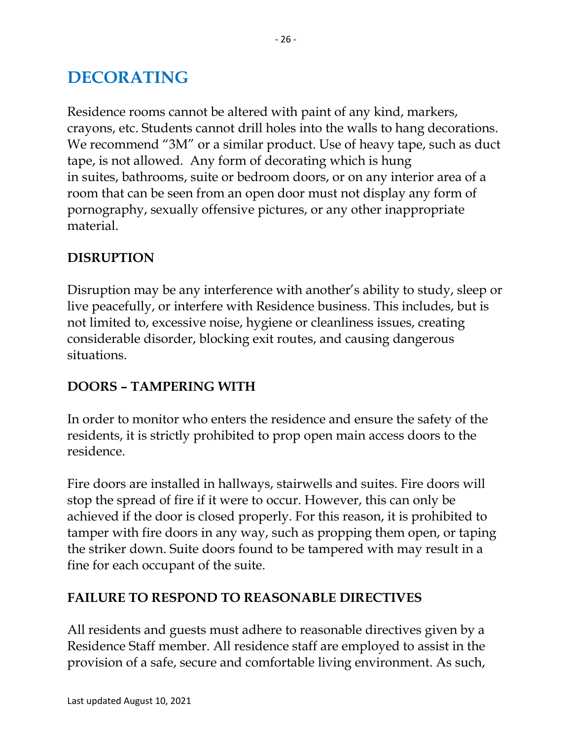# DECORATING

Residence rooms cannot be altered with paint of any kind, markers, crayons, etc. Students cannot drill holes into the walls to hang decorations. We recommend "3M" or a similar product. Use of heavy tape, such as duct tape, is not allowed. Any form of decorating which is hung in suites, bathrooms, suite or bedroom doors, or on any interior area of a room that can be seen from an open door must not display any form of pornography, sexually offensive pictures, or any other inappropriate material.

## DISRUPTION

Disruption may be any interference with another's ability to study, sleep or live peacefully, or interfere with Residence business. This includes, but is not limited to, excessive noise, hygiene or cleanliness issues, creating considerable disorder, blocking exit routes, and causing dangerous situations.

## DOORS – TAMPERING WITH

In order to monitor who enters the residence and ensure the safety of the residents, it is strictly prohibited to prop open main access doors to the residence.

Fire doors are installed in hallways, stairwells and suites. Fire doors will stop the spread of fire if it were to occur. However, this can only be achieved if the door is closed properly. For this reason, it is prohibited to tamper with fire doors in any way, such as propping them open, or taping the striker down. Suite doors found to be tampered with may result in a fine for each occupant of the suite.

## FAILURE TO RESPOND TO REASONABLE DIRECTIVES

All residents and guests must adhere to reasonable directives given by a Residence Staff member. All residence staff are employed to assist in the provision of a safe, secure and comfortable living environment. As such,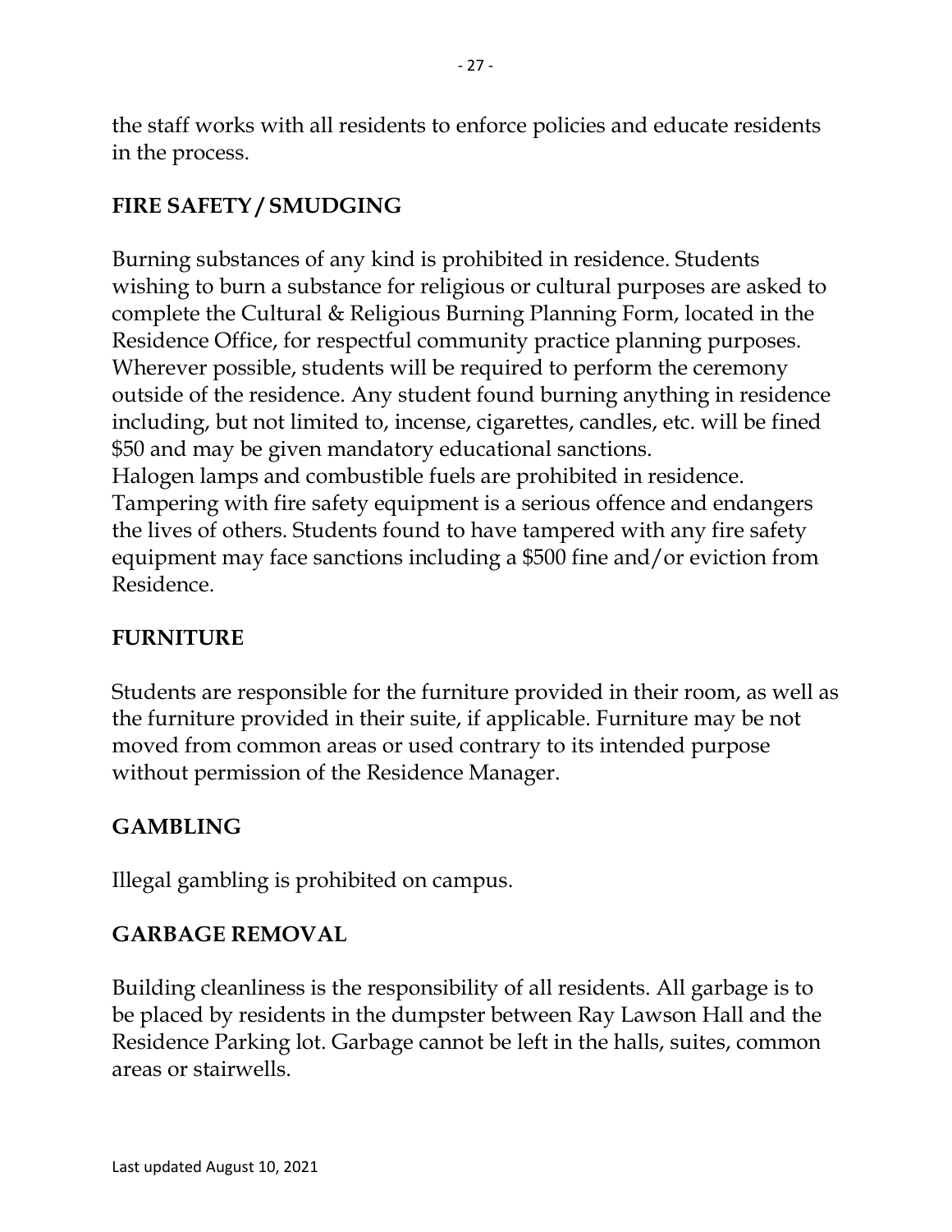the staff works with all residents to enforce policies and educate residents in the process.

## FIRE SAFETY / SMUDGING

Burning substances of any kind is prohibited in residence. Students wishing to burn a substance for religious or cultural purposes are asked to complete the Cultural & Religious Burning Planning Form, located in the Residence Office, for respectful community practice planning purposes. Wherever possible, students will be required to perform the ceremony outside of the residence. Any student found burning anything in residence including, but not limited to, incense, cigarettes, candles, etc. will be fined $50 and may be given mandatory educational sanctions.
Halogen lamps and combustible fuels are prohibited in residence. Tampering with fire safety equipment is a serious offence and endangers the lives of others. Students found to have tampered with any fire safety equipment may face sanctions including a $500 fine and/or eviction from Residence.

## FURNITURE

Students are responsible for the furniture provided in their room, as well as the furniture provided in their suite, if applicable. Furniture may be not moved from common areas or used contrary to its intended purpose without permission of the Residence Manager.

## GAMBLING

Illegal gambling is prohibited on campus.

## GARBAGE REMOVAL

Building cleanliness is the responsibility of all residents. All garbage is to be placed by residents in the dumpster between Ray Lawson Hall and the Residence Parking lot. Garbage cannot be left in the halls, suites, common areas or stairwells.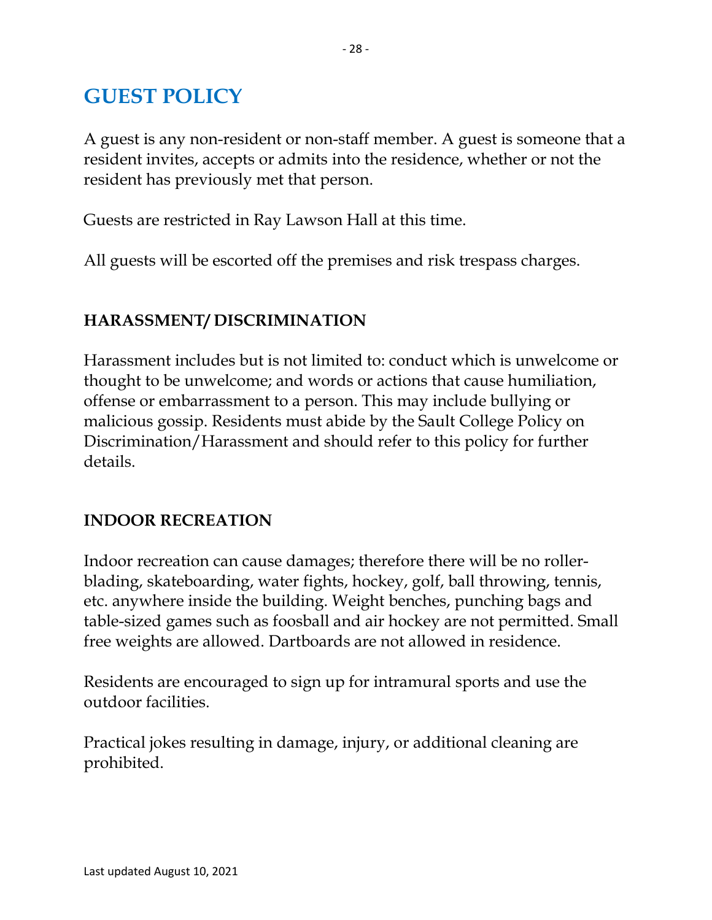# GUEST POLICY

A guest is any non-resident or non-staff member. A guest is someone that a resident invites, accepts or admits into the residence, whether or not the resident has previously met that person.

Guests are restricted in Ray Lawson Hall at this time.

All guests will be escorted off the premises and risk trespass charges.

## HARASSMENT/ DISCRIMINATION

Harassment includes but is not limited to: conduct which is unwelcome or thought to be unwelcome; and words or actions that cause humiliation, offense or embarrassment to a person. This may include bullying or malicious gossip. Residents must abide by the Sault College Policy on Discrimination/Harassment and should refer to this policy for further details.

## INDOOR RECREATION

Indoor recreation can cause damages; therefore there will be no roller-blading, skateboarding, water fights, hockey, golf, ball throwing, tennis, etc. anywhere inside the building. Weight benches, punching bags and table-sized games such as foosball and air hockey are not permitted. Small free weights are allowed. Dartboards are not allowed in residence.

Residents are encouraged to sign up for intramural sports and use the outdoor facilities.

Practical jokes resulting in damage, injury, or additional cleaning are prohibited.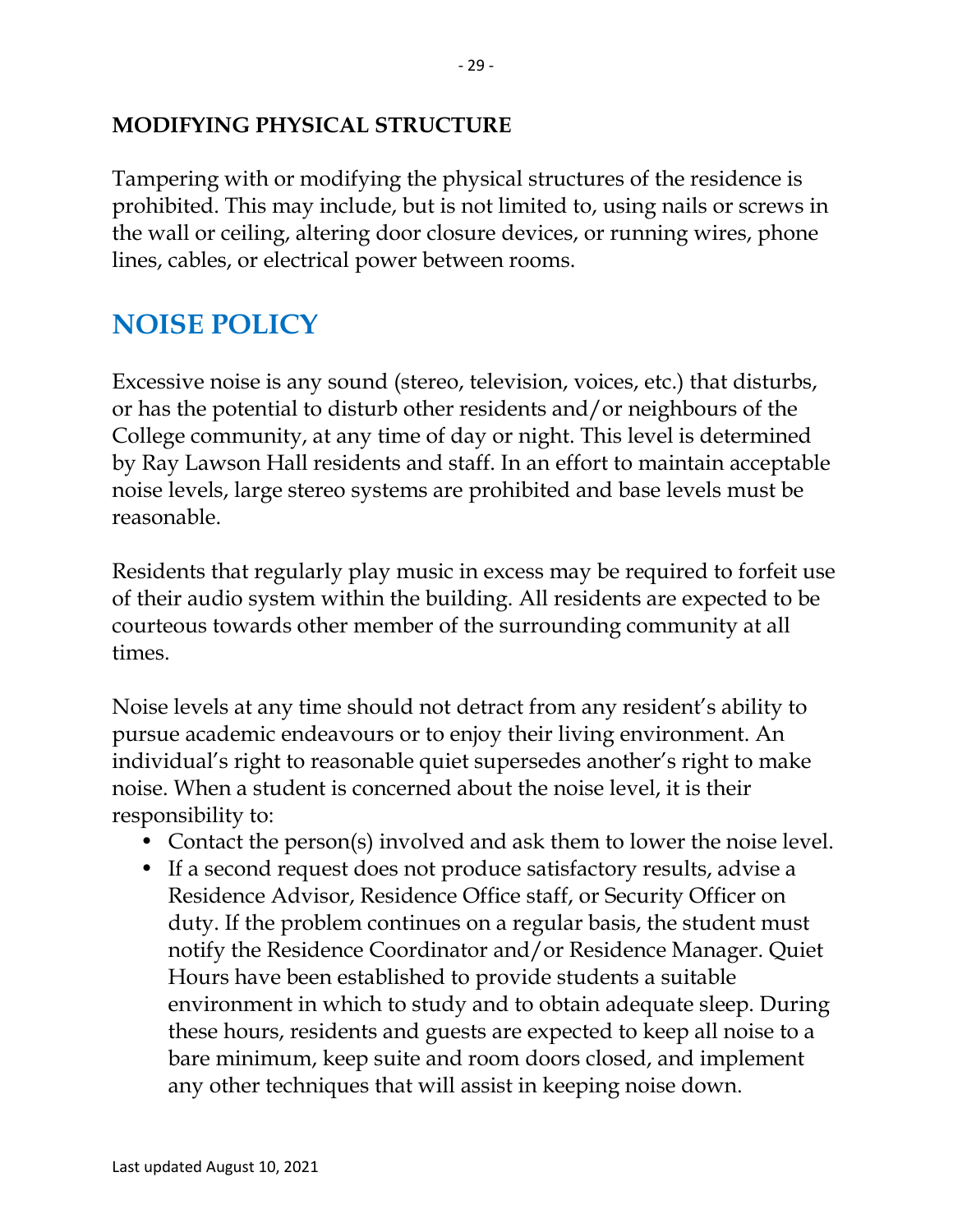### MODIFYING PHYSICAL STRUCTURE

Tampering with or modifying the physical structures of the residence is prohibited. This may include, but is not limited to, using nails or screws in the wall or ceiling, altering door closure devices, or running wires, phone lines, cables, or electrical power between rooms.

## NOISE POLICY

Excessive noise is any sound (stereo, television, voices, etc.) that disturbs, or has the potential to disturb other residents and/or neighbours of the College community, at any time of day or night. This level is determined by Ray Lawson Hall residents and staff. In an effort to maintain acceptable noise levels, large stereo systems are prohibited and base levels must be reasonable.

Residents that regularly play music in excess may be required to forfeit use of their audio system within the building. All residents are expected to be courteous towards other member of the surrounding community at all times.

Noise levels at any time should not detract from any resident's ability to pursue academic endeavours or to enjoy their living environment. An individual's right to reasonable quiet supersedes another's right to make noise. When a student is concerned about the noise level, it is their responsibility to:

- Contact the person(s) involved and ask them to lower the noise level.
- If a second request does not produce satisfactory results, advise a Residence Advisor, Residence Office staff, or Security Officer on duty. If the problem continues on a regular basis, the student must notify the Residence Coordinator and/or Residence Manager. Quiet Hours have been established to provide students a suitable environment in which to study and to obtain adequate sleep. During these hours, residents and guests are expected to keep all noise to a bare minimum, keep suite and room doors closed, and implement any other techniques that will assist in keeping noise down.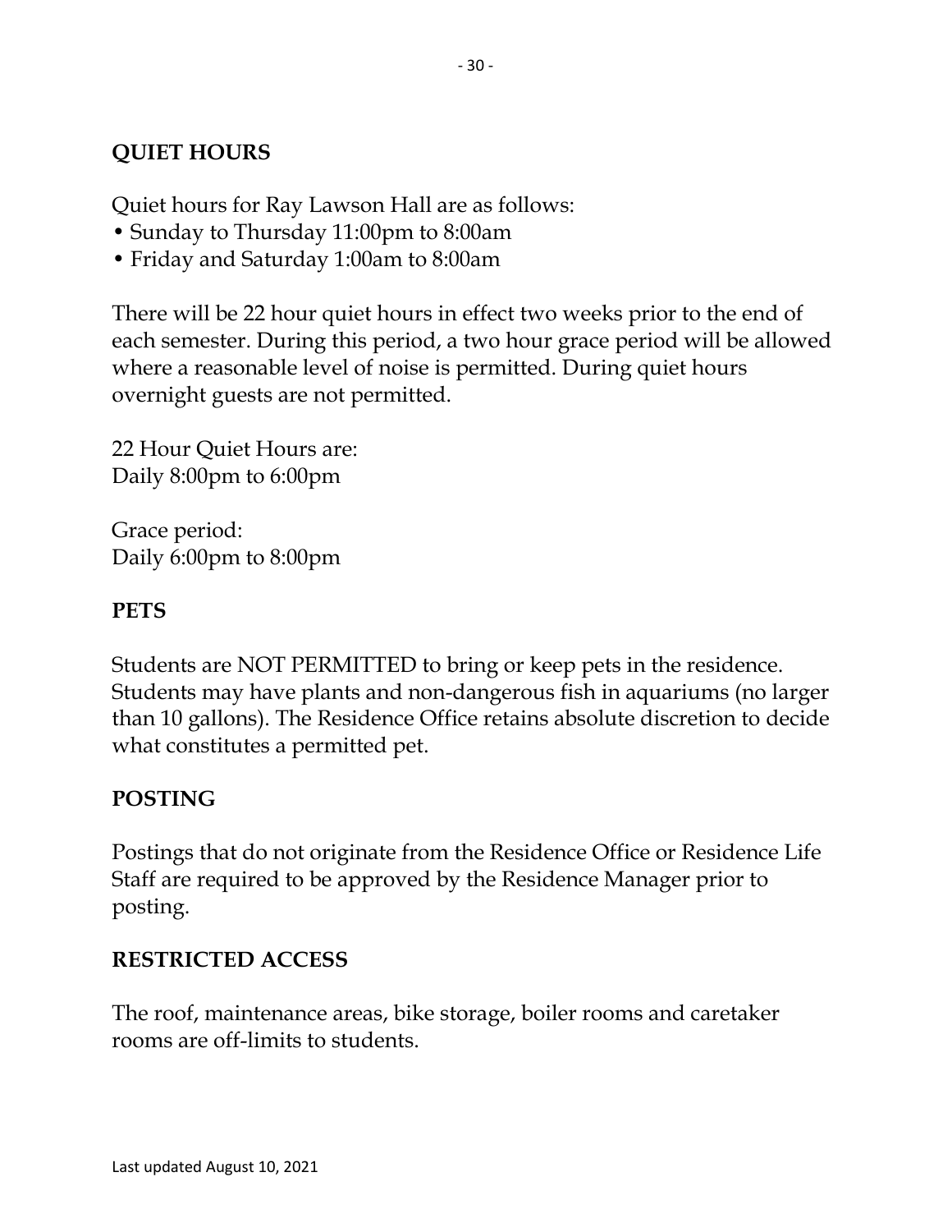## QUIET HOURS

Quiet hours for Ray Lawson Hall are as follows:

- Sunday to Thursday 11:00pm to 8:00am
- Friday and Saturday 1:00am to 8:00am

There will be 22 hour quiet hours in effect two weeks prior to the end of each semester. During this period, a two hour grace period will be allowed where a reasonable level of noise is permitted. During quiet hours overnight guests are not permitted.

22 Hour Quiet Hours are:
Daily 8:00pm to 6:00pm

Grace period:
Daily 6:00pm to 8:00pm

## PETS

Students are NOT PERMITTED to bring or keep pets in the residence. Students may have plants and non-dangerous fish in aquariums (no larger than 10 gallons). The Residence Office retains absolute discretion to decide what constitutes a permitted pet.

## POSTING

Postings that do not originate from the Residence Office or Residence Life Staff are required to be approved by the Residence Manager prior to posting.

## RESTRICTED ACCESS

The roof, maintenance areas, bike storage, boiler rooms and caretaker rooms are off-limits to students.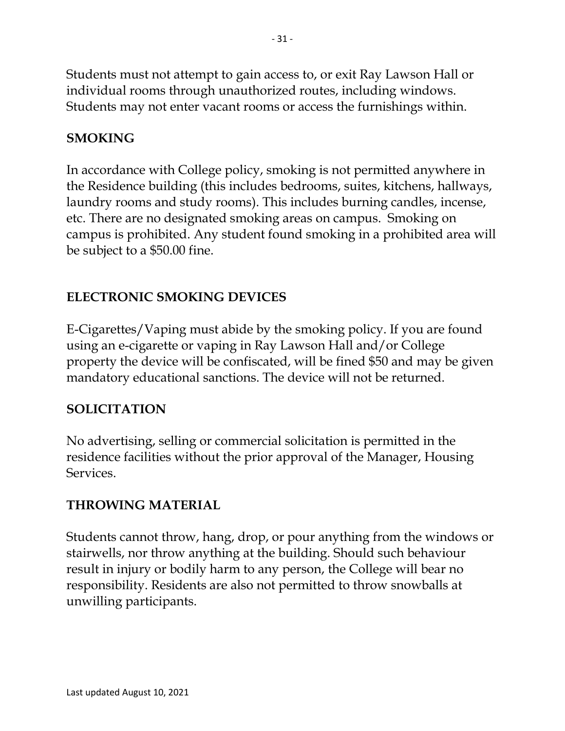Students must not attempt to gain access to, or exit Ray Lawson Hall or individual rooms through unauthorized routes, including windows. Students may not enter vacant rooms or access the furnishings within.

## SMOKING

In accordance with College policy, smoking is not permitted anywhere in the Residence building (this includes bedrooms, suites, kitchens, hallways, laundry rooms and study rooms). This includes burning candles, incense, etc. There are no designated smoking areas on campus. Smoking on campus is prohibited. Any student found smoking in a prohibited area will be subject to a $50.00 fine.

## ELECTRONIC SMOKING DEVICES

E-Cigarettes/Vaping must abide by the smoking policy. If you are found using an e-cigarette or vaping in Ray Lawson Hall and/or College property the device will be confiscated, will be fined $50 and may be given mandatory educational sanctions. The device will not be returned.

## SOLICITATION

No advertising, selling or commercial solicitation is permitted in the residence facilities without the prior approval of the Manager, Housing Services.

## THROWING MATERIAL

Students cannot throw, hang, drop, or pour anything from the windows or stairwells, nor throw anything at the building. Should such behaviour result in injury or bodily harm to any person, the College will bear no responsibility. Residents are also not permitted to throw snowballs at unwilling participants.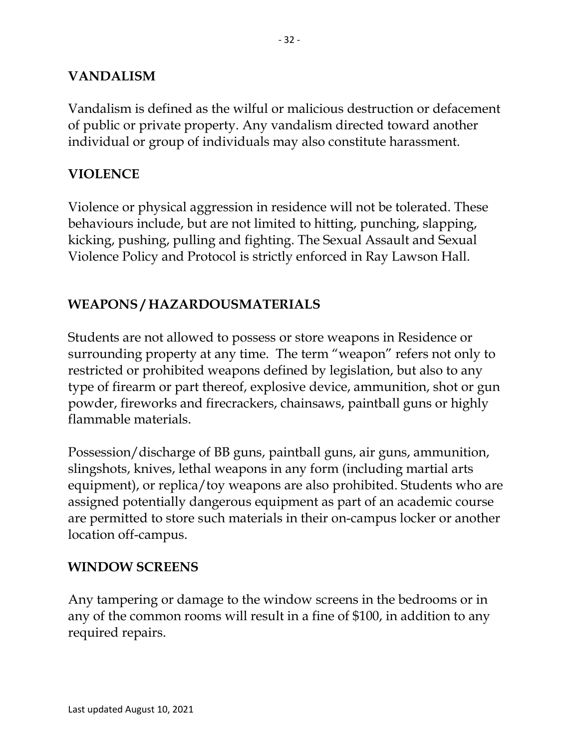## VANDALISM

Vandalism is defined as the wilful or malicious destruction or defacement of public or private property. Any vandalism directed toward another individual or group of individuals may also constitute harassment.

## VIOLENCE

Violence or physical aggression in residence will not be tolerated. These behaviours include, but are not limited to hitting, punching, slapping, kicking, pushing, pulling and fighting. The Sexual Assault and Sexual Violence Policy and Protocol is strictly enforced in Ray Lawson Hall.

## WEAPONS / HAZARDOUSMATERIALS

Students are not allowed to possess or store weapons in Residence or surrounding property at any time. The term "weapon" refers not only to restricted or prohibited weapons defined by legislation, but also to any type of firearm or part thereof, explosive device, ammunition, shot or gun powder, fireworks and firecrackers, chainsaws, paintball guns or highly flammable materials.

Possession/discharge of BB guns, paintball guns, air guns, ammunition, slingshots, knives, lethal weapons in any form (including martial arts equipment), or replica/toy weapons are also prohibited. Students who are assigned potentially dangerous equipment as part of an academic course are permitted to store such materials in their on-campus locker or another location off-campus.

## WINDOW SCREENS

Any tampering or damage to the window screens in the bedrooms or in any of the common rooms will result in a fine of $100, in addition to any required repairs.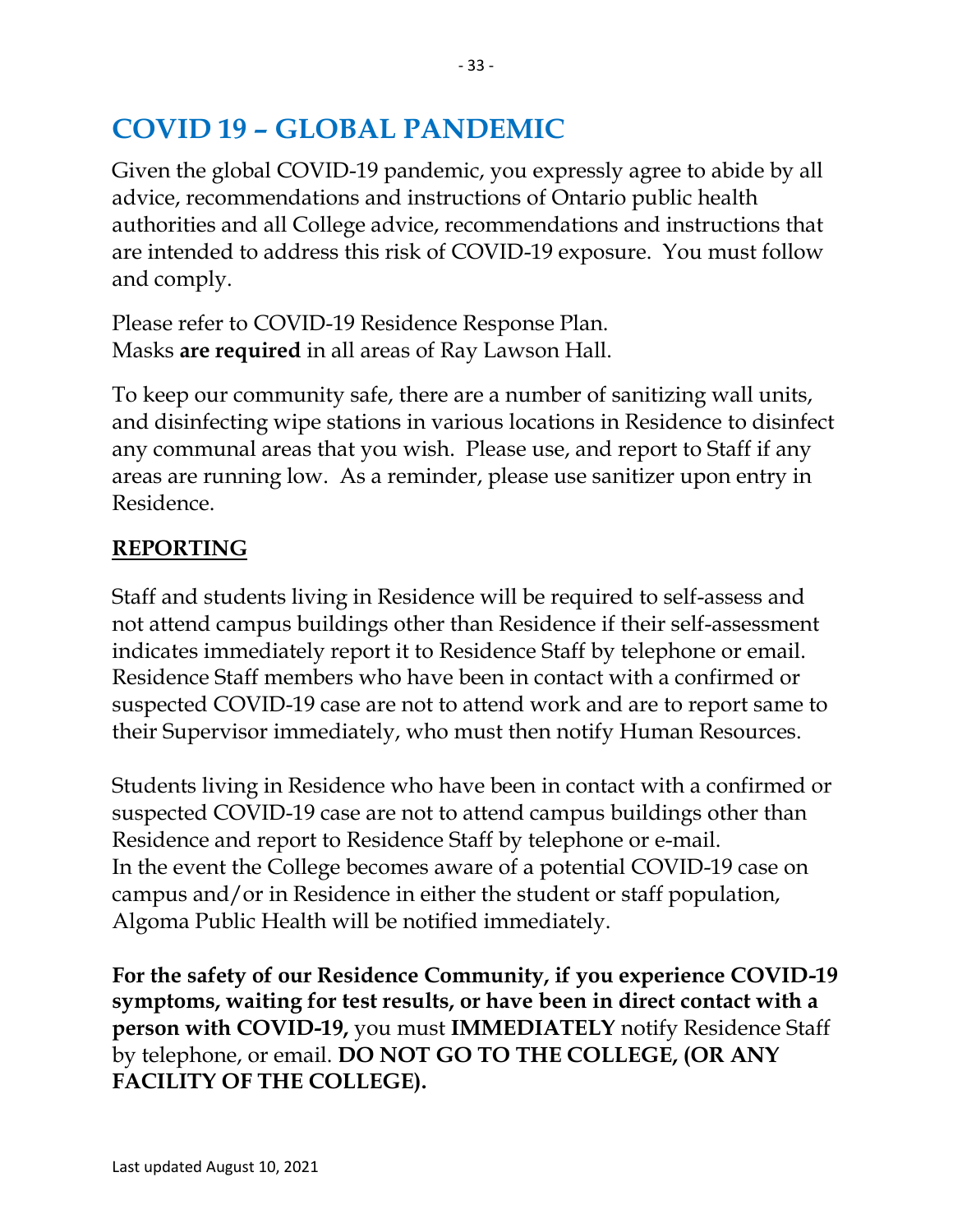# COVID 19 – GLOBAL PANDEMIC

Given the global COVID-19 pandemic, you expressly agree to abide by all advice, recommendations and instructions of Ontario public health authorities and all College advice, recommendations and instructions that are intended to address this risk of COVID-19 exposure. You must follow and comply.

Please refer to COVID-19 Residence Response Plan.
Masks **are required** in all areas of Ray Lawson Hall.

To keep our community safe, there are a number of sanitizing wall units, and disinfecting wipe stations in various locations in Residence to disinfect any communal areas that you wish. Please use, and report to Staff if any areas are running low. As a reminder, please use sanitizer upon entry in Residence.

## REPORTING

Staff and students living in Residence will be required to self-assess and not attend campus buildings other than Residence if their self-assessment indicates immediately report it to Residence Staff by telephone or email. Residence Staff members who have been in contact with a confirmed or suspected COVID-19 case are not to attend work and are to report same to their Supervisor immediately, who must then notify Human Resources.

Students living in Residence who have been in contact with a confirmed or suspected COVID-19 case are not to attend campus buildings other than Residence and report to Residence Staff by telephone or e-mail.
In the event the College becomes aware of a potential COVID-19 case on campus and/or in Residence in either the student or staff population, Algoma Public Health will be notified immediately.

**For the safety of our Residence Community, if you experience COVID-19 symptoms, waiting for test results, or have been in direct contact with a person with COVID-19,** you must **IMMEDIATELY** notify Residence Staff by telephone, or email. **DO NOT GO TO THE COLLEGE, (OR ANY FACILITY OF THE COLLEGE).**

Last updated August 10, 2021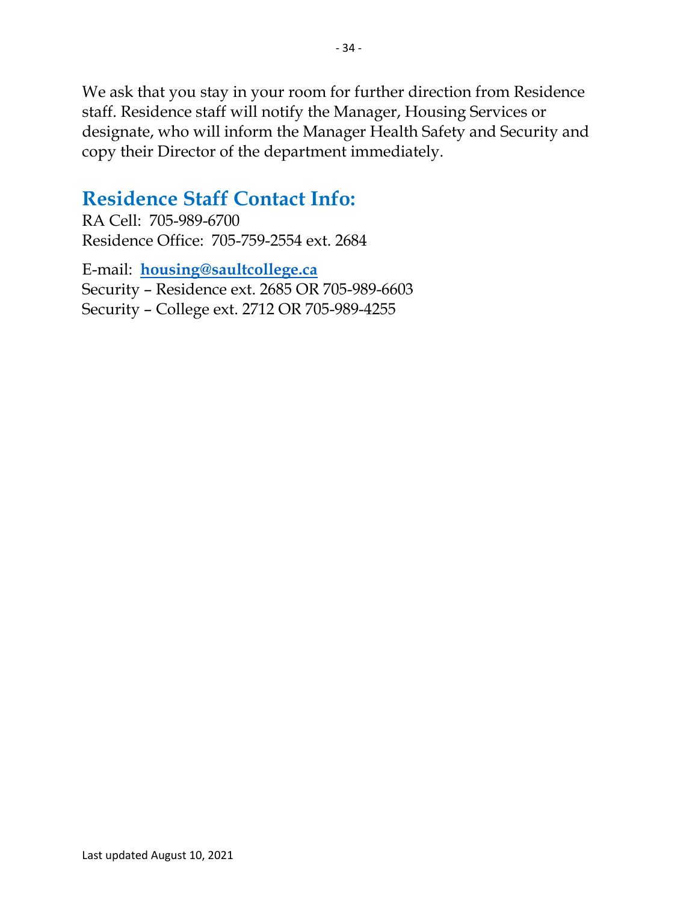We ask that you stay in your room for further direction from Residence staff. Residence staff will notify the Manager, Housing Services or designate, who will inform the Manager Health Safety and Security and copy their Director of the department immediately.

## Residence Staff Contact Info:

RA Cell: 705-989-6700
Residence Office: 705-759-2554 ext. 2684

E-mail: **housing@saultcollege.ca**
Security – Residence ext. 2685 OR 705-989-6603
Security – College ext. 2712 OR 705-989-4255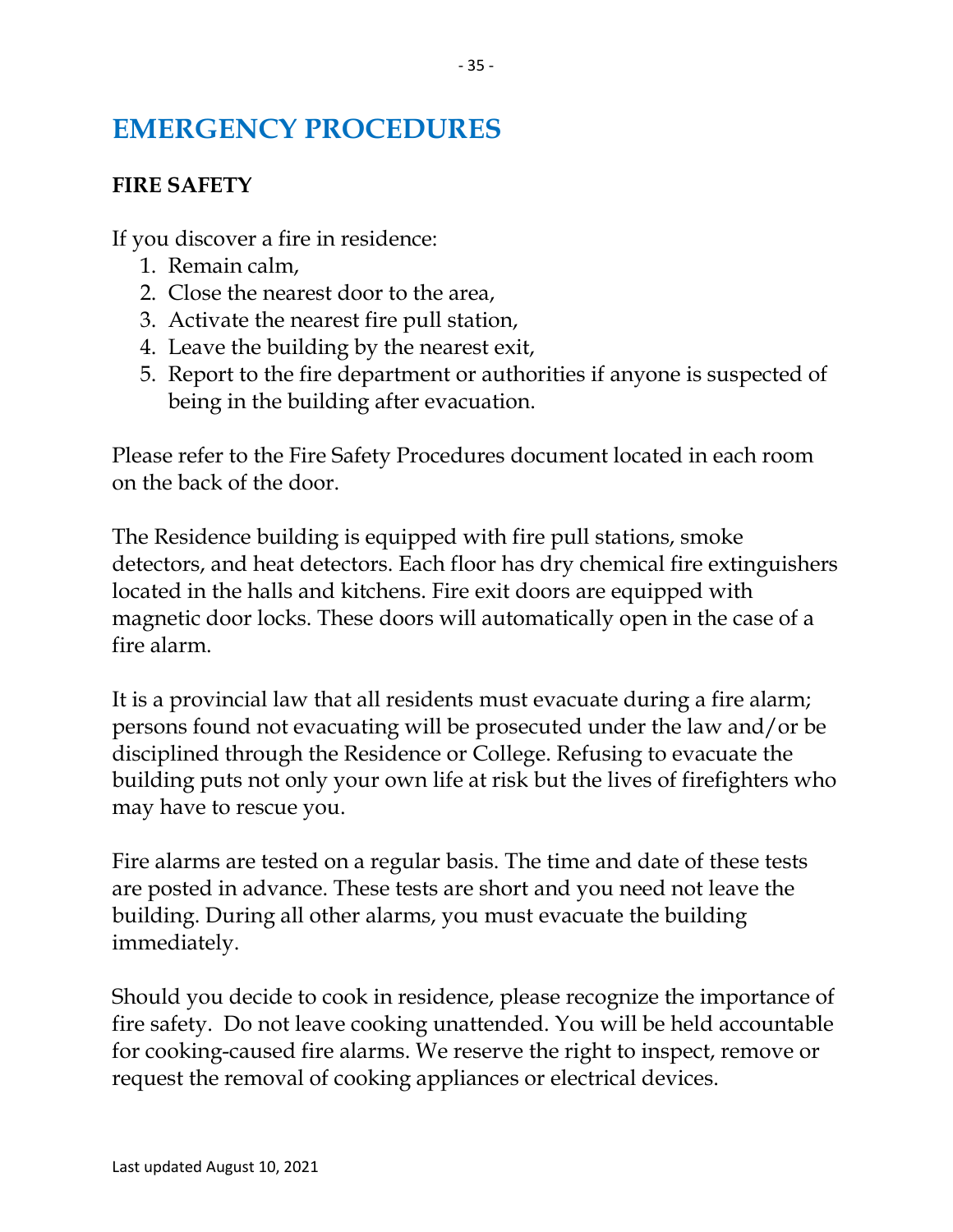# EMERGENCY PROCEDURES

## FIRE SAFETY

If you discover a fire in residence:

1. Remain calm,
2. Close the nearest door to the area,
3. Activate the nearest fire pull station,
4. Leave the building by the nearest exit,
5. Report to the fire department or authorities if anyone is suspected of being in the building after evacuation.

Please refer to the Fire Safety Procedures document located in each room on the back of the door.

The Residence building is equipped with fire pull stations, smoke detectors, and heat detectors. Each floor has dry chemical fire extinguishers located in the halls and kitchens. Fire exit doors are equipped with magnetic door locks. These doors will automatically open in the case of a fire alarm.

It is a provincial law that all residents must evacuate during a fire alarm; persons found not evacuating will be prosecuted under the law and/or be disciplined through the Residence or College. Refusing to evacuate the building puts not only your own life at risk but the lives of firefighters who may have to rescue you.

Fire alarms are tested on a regular basis. The time and date of these tests are posted in advance. These tests are short and you need not leave the building. During all other alarms, you must evacuate the building immediately.

Should you decide to cook in residence, please recognize the importance of fire safety. Do not leave cooking unattended. You will be held accountable for cooking-caused fire alarms. We reserve the right to inspect, remove or request the removal of cooking appliances or electrical devices.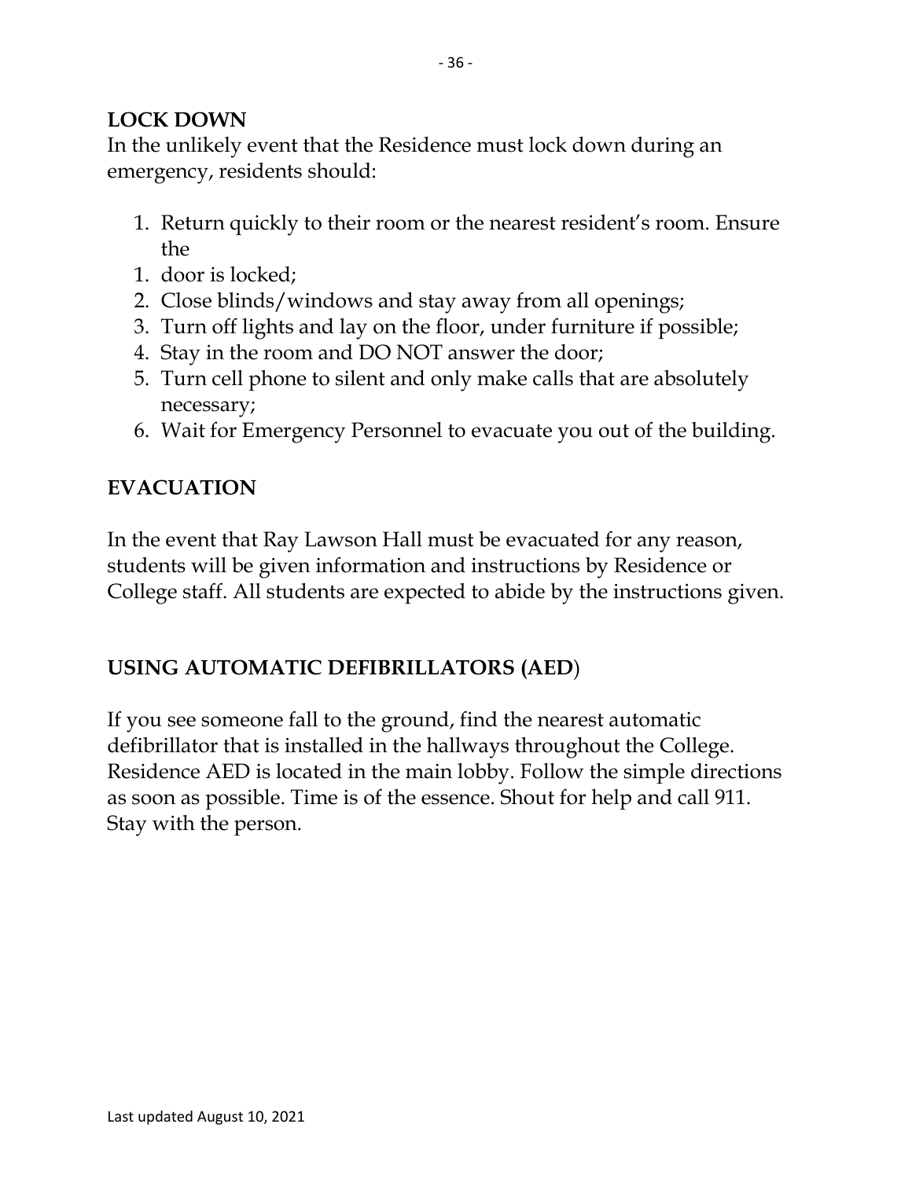## LOCK DOWN

In the unlikely event that the Residence must lock down during an emergency, residents should:

1. Return quickly to their room or the nearest resident's room. Ensure the
1. door is locked;
2. Close blinds/windows and stay away from all openings;
3. Turn off lights and lay on the floor, under furniture if possible;
4. Stay in the room and DO NOT answer the door;
5. Turn cell phone to silent and only make calls that are absolutely necessary;
6. Wait for Emergency Personnel to evacuate you out of the building.

## EVACUATION

In the event that Ray Lawson Hall must be evacuated for any reason, students will be given information and instructions by Residence or College staff. All students are expected to abide by the instructions given.

## USING AUTOMATIC DEFIBRILLATORS (AED)

If you see someone fall to the ground, find the nearest automatic defibrillator that is installed in the hallways throughout the College. Residence AED is located in the main lobby. Follow the simple directions as soon as possible. Time is of the essence. Shout for help and call 911. Stay with the person.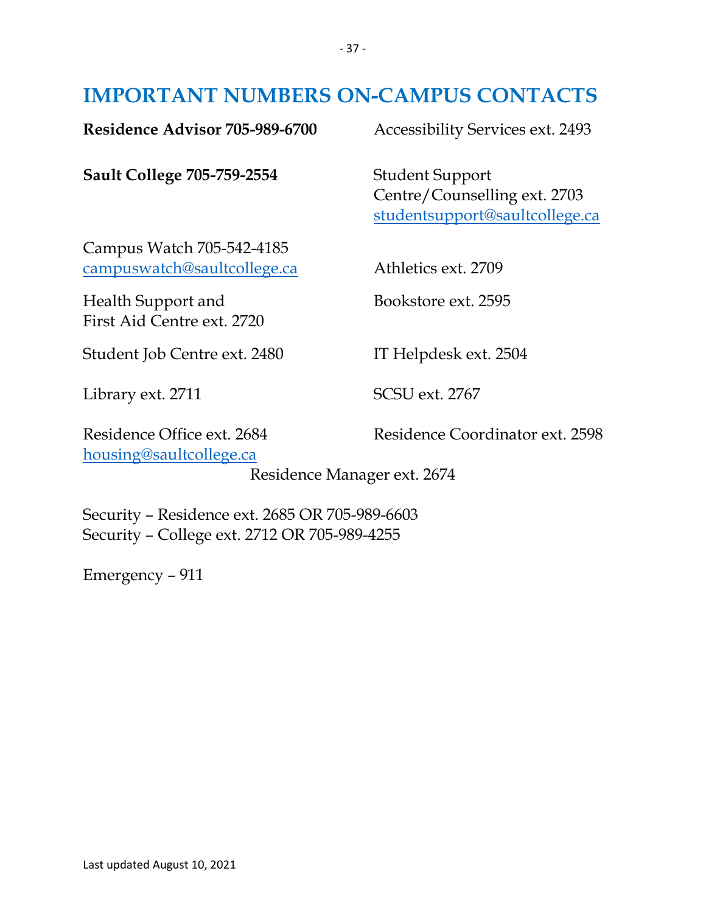# IMPORTANT NUMBERS ON-CAMPUS CONTACTS

**Residence Advisor 705-989-6700**

**Sault College 705-759-2554**

Campus Watch 705-542-4185
campuswatch@saultcollege.ca

Health Support and
First Aid Centre ext. 2720

Student Job Centre ext. 2480

Library ext. 2711

Residence Office ext. 2684
housing@saultcollege.ca

Accessibility Services ext. 2493

Student Support
Centre/Counselling ext. 2703
studentsupport@saultcollege.ca

Athletics ext. 2709

Bookstore ext. 2595

IT Helpdesk ext. 2504

SCSU ext. 2767

Residence Coordinator ext. 2598

Residence Manager ext. 2674

Security – Residence ext. 2685 OR 705-989-6603
Security – College ext. 2712 OR 705-989-4255

Emergency – 911

Last updated August 10, 2021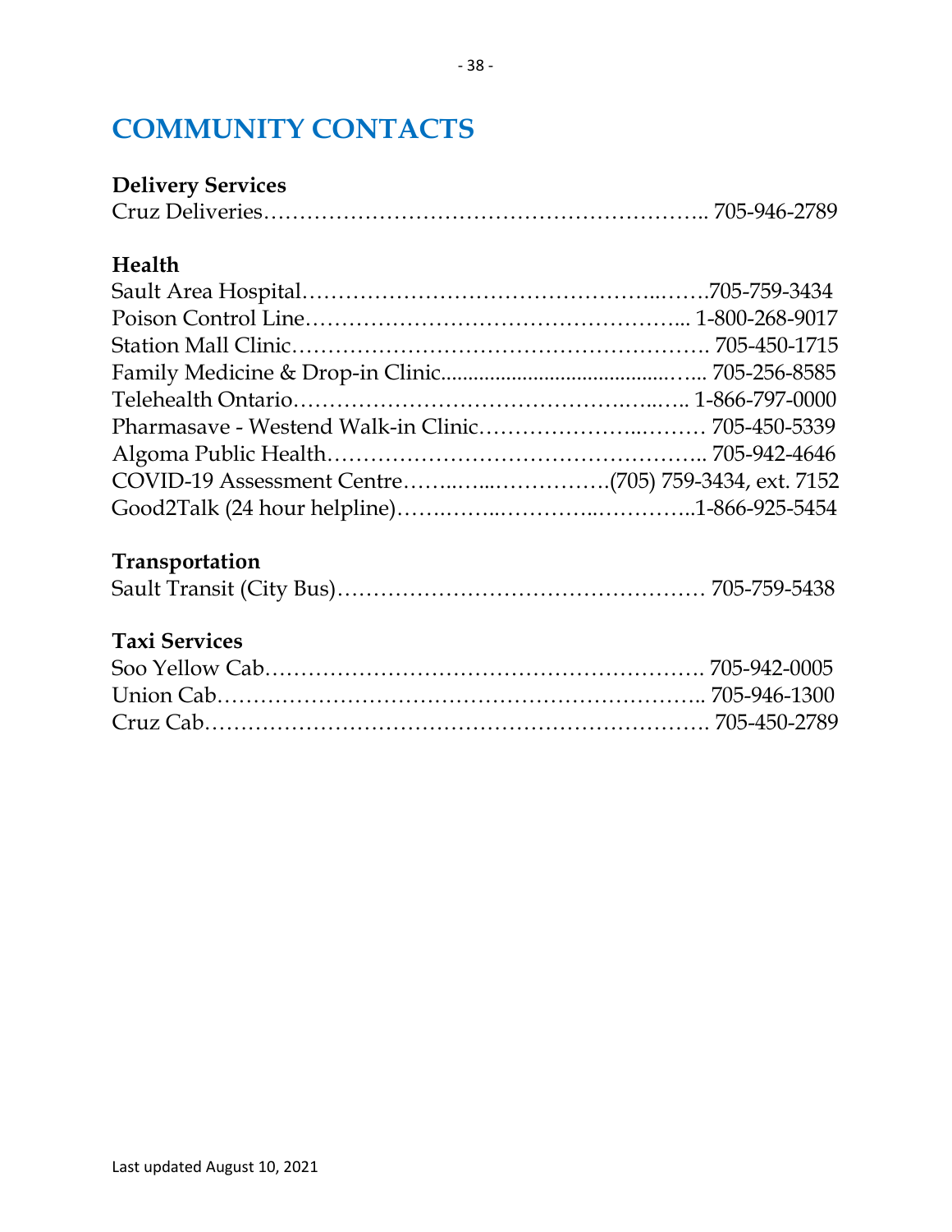# COMMUNITY CONTACTS

**Delivery Services**

Cruz Deliveries………………………………………………….. 705-946-2789

**Health**

Sault Area Hospital………………………………………..…….705-759-3434
Poison Control Line…………………………………………... 1-800-268-9017
Station Mall Clinic………………………………………………. 705-450-1715
Family Medicine & Drop-in Clinic........................................…... 705-256-8585
Telehealth Ontario……………………………………..…...….. 1-866-797-0000
Pharmasave - Westend Walk-in Clinic………………….……… 705-450-5339
Algoma Public Health………………………………………….. 705-942-4646
COVID-19 Assessment Centre……..…...…………….(705) 759-3434, ext. 7152
Good2Talk (24 hour helpline)…….……..…………..…………..1-866-925-5454

**Transportation**

Sault Transit (City Bus)…………………………………………… 705-759-5438

**Taxi Services**

Soo Yellow Cab……………………………………………………. 705-942-0005
Union Cab………………………………………………………….. 705-946-1300
Cruz Cab……………………………………………………………. 705-450-2789

Last updated August 10, 2021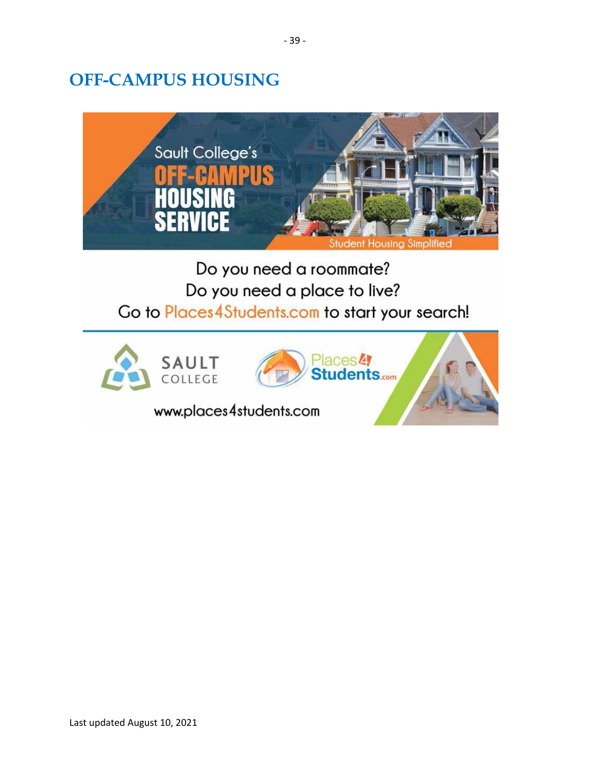# OFF-CAMPUS HOUSING

Sault College's

**OFF-CAMPUS HOUSING SERVICE**

Student Housing Simplified

Do you need a roommate?

Do you need a place to live?

Go to Places4Students.com to start your search!

SAULT COLLEGE

Places4Students.com

www.places4students.com

Last updated August 10, 2021